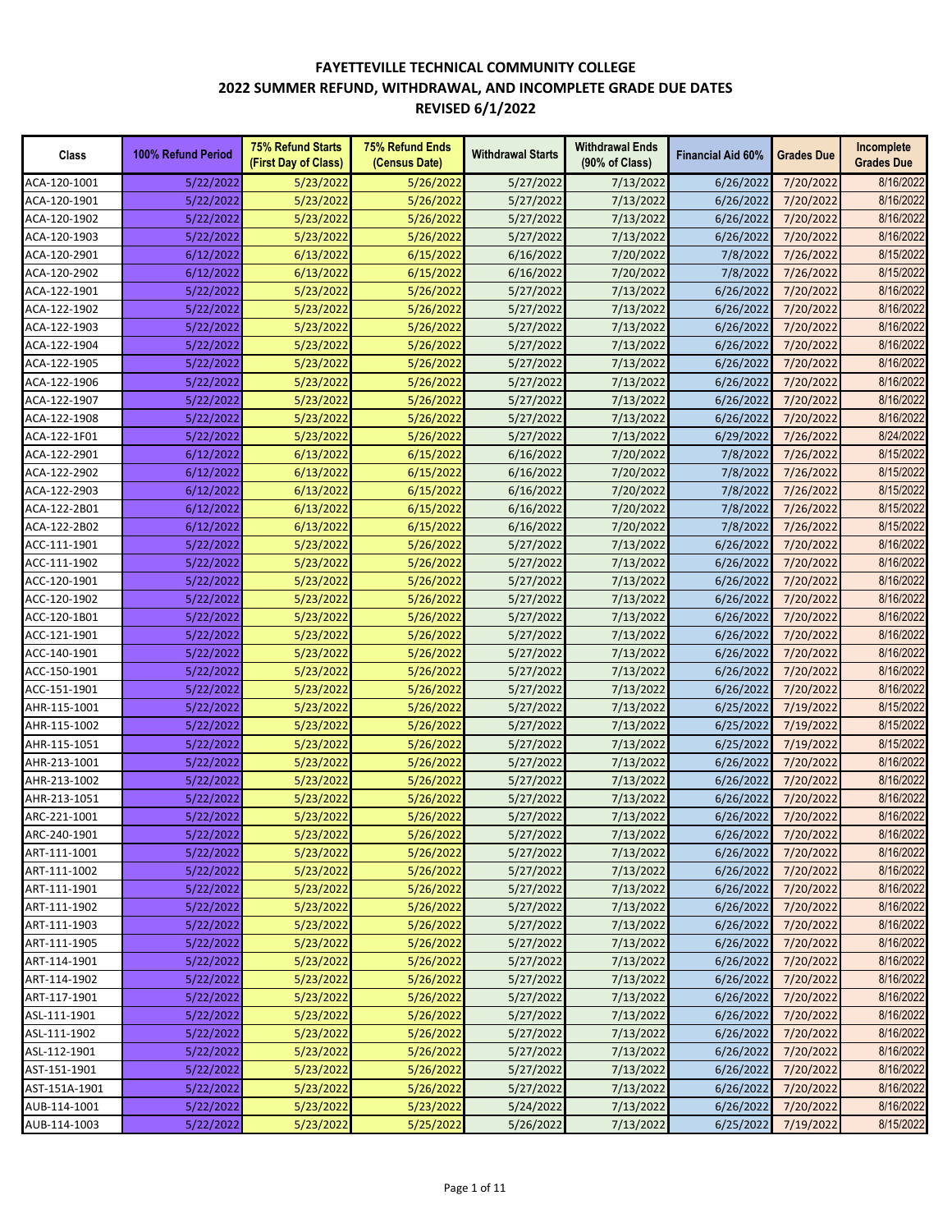# FAYETTEVILLE TECHNICAL COMMUNITY COLLEGE
## 2022 SUMMER REFUND, WITHDRAWAL, AND INCOMPLETE GRADE DUE DATES
### REVISED 6/1/2022

| Class | 100% Refund Period | 75% Refund Starts (First Day of Class) | 75% Refund Ends (Census Date) | Withdrawal Starts | Withdrawal Ends (90% of Class) | Financial Aid 60% | Grades Due | Incomplete Grades Due |
|---|---|---|---|---|---|---|---|---|
| ACA-120-1001 | 5/22/2022 | 5/23/2022 | 5/26/2022 | 5/27/2022 | 7/13/2022 | 6/26/2022 | 7/20/2022 | 8/16/2022 |
| ACA-120-1901 | 5/22/2022 | 5/23/2022 | 5/26/2022 | 5/27/2022 | 7/13/2022 | 6/26/2022 | 7/20/2022 | 8/16/2022 |
| ACA-120-1902 | 5/22/2022 | 5/23/2022 | 5/26/2022 | 5/27/2022 | 7/13/2022 | 6/26/2022 | 7/20/2022 | 8/16/2022 |
| ACA-120-1903 | 5/22/2022 | 5/23/2022 | 5/26/2022 | 5/27/2022 | 7/13/2022 | 6/26/2022 | 7/20/2022 | 8/16/2022 |
| ACA-120-2901 | 6/12/2022 | 6/13/2022 | 6/15/2022 | 6/16/2022 | 7/20/2022 | 7/8/2022 | 7/26/2022 | 8/15/2022 |
| ACA-120-2902 | 6/12/2022 | 6/13/2022 | 6/15/2022 | 6/16/2022 | 7/20/2022 | 7/8/2022 | 7/26/2022 | 8/15/2022 |
| ACA-122-1901 | 5/22/2022 | 5/23/2022 | 5/26/2022 | 5/27/2022 | 7/13/2022 | 6/26/2022 | 7/20/2022 | 8/16/2022 |
| ACA-122-1902 | 5/22/2022 | 5/23/2022 | 5/26/2022 | 5/27/2022 | 7/13/2022 | 6/26/2022 | 7/20/2022 | 8/16/2022 |
| ACA-122-1903 | 5/22/2022 | 5/23/2022 | 5/26/2022 | 5/27/2022 | 7/13/2022 | 6/26/2022 | 7/20/2022 | 8/16/2022 |
| ACA-122-1904 | 5/22/2022 | 5/23/2022 | 5/26/2022 | 5/27/2022 | 7/13/2022 | 6/26/2022 | 7/20/2022 | 8/16/2022 |
| ACA-122-1905 | 5/22/2022 | 5/23/2022 | 5/26/2022 | 5/27/2022 | 7/13/2022 | 6/26/2022 | 7/20/2022 | 8/16/2022 |
| ACA-122-1906 | 5/22/2022 | 5/23/2022 | 5/26/2022 | 5/27/2022 | 7/13/2022 | 6/26/2022 | 7/20/2022 | 8/16/2022 |
| ACA-122-1907 | 5/22/2022 | 5/23/2022 | 5/26/2022 | 5/27/2022 | 7/13/2022 | 6/26/2022 | 7/20/2022 | 8/16/2022 |
| ACA-122-1908 | 5/22/2022 | 5/23/2022 | 5/26/2022 | 5/27/2022 | 7/13/2022 | 6/26/2022 | 7/20/2022 | 8/16/2022 |
| ACA-122-1F01 | 5/22/2022 | 5/23/2022 | 5/26/2022 | 5/27/2022 | 7/13/2022 | 6/29/2022 | 7/26/2022 | 8/24/2022 |
| ACA-122-2901 | 6/12/2022 | 6/13/2022 | 6/15/2022 | 6/16/2022 | 7/20/2022 | 7/8/2022 | 7/26/2022 | 8/15/2022 |
| ACA-122-2902 | 6/12/2022 | 6/13/2022 | 6/15/2022 | 6/16/2022 | 7/20/2022 | 7/8/2022 | 7/26/2022 | 8/15/2022 |
| ACA-122-2903 | 6/12/2022 | 6/13/2022 | 6/15/2022 | 6/16/2022 | 7/20/2022 | 7/8/2022 | 7/26/2022 | 8/15/2022 |
| ACA-122-2B01 | 6/12/2022 | 6/13/2022 | 6/15/2022 | 6/16/2022 | 7/20/2022 | 7/8/2022 | 7/26/2022 | 8/15/2022 |
| ACA-122-2B02 | 6/12/2022 | 6/13/2022 | 6/15/2022 | 6/16/2022 | 7/20/2022 | 7/8/2022 | 7/26/2022 | 8/15/2022 |
| ACC-111-1901 | 5/22/2022 | 5/23/2022 | 5/26/2022 | 5/27/2022 | 7/13/2022 | 6/26/2022 | 7/20/2022 | 8/16/2022 |
| ACC-111-1902 | 5/22/2022 | 5/23/2022 | 5/26/2022 | 5/27/2022 | 7/13/2022 | 6/26/2022 | 7/20/2022 | 8/16/2022 |
| ACC-120-1901 | 5/22/2022 | 5/23/2022 | 5/26/2022 | 5/27/2022 | 7/13/2022 | 6/26/2022 | 7/20/2022 | 8/16/2022 |
| ACC-120-1902 | 5/22/2022 | 5/23/2022 | 5/26/2022 | 5/27/2022 | 7/13/2022 | 6/26/2022 | 7/20/2022 | 8/16/2022 |
| ACC-120-1B01 | 5/22/2022 | 5/23/2022 | 5/26/2022 | 5/27/2022 | 7/13/2022 | 6/26/2022 | 7/20/2022 | 8/16/2022 |
| ACC-121-1901 | 5/22/2022 | 5/23/2022 | 5/26/2022 | 5/27/2022 | 7/13/2022 | 6/26/2022 | 7/20/2022 | 8/16/2022 |
| ACC-140-1901 | 5/22/2022 | 5/23/2022 | 5/26/2022 | 5/27/2022 | 7/13/2022 | 6/26/2022 | 7/20/2022 | 8/16/2022 |
| ACC-150-1901 | 5/22/2022 | 5/23/2022 | 5/26/2022 | 5/27/2022 | 7/13/2022 | 6/26/2022 | 7/20/2022 | 8/16/2022 |
| ACC-151-1901 | 5/22/2022 | 5/23/2022 | 5/26/2022 | 5/27/2022 | 7/13/2022 | 6/26/2022 | 7/20/2022 | 8/16/2022 |
| AHR-115-1001 | 5/22/2022 | 5/23/2022 | 5/26/2022 | 5/27/2022 | 7/13/2022 | 6/25/2022 | 7/19/2022 | 8/15/2022 |
| AHR-115-1002 | 5/22/2022 | 5/23/2022 | 5/26/2022 | 5/27/2022 | 7/13/2022 | 6/25/2022 | 7/19/2022 | 8/15/2022 |
| AHR-115-1051 | 5/22/2022 | 5/23/2022 | 5/26/2022 | 5/27/2022 | 7/13/2022 | 6/25/2022 | 7/19/2022 | 8/15/2022 |
| AHR-213-1001 | 5/22/2022 | 5/23/2022 | 5/26/2022 | 5/27/2022 | 7/13/2022 | 6/26/2022 | 7/20/2022 | 8/16/2022 |
| AHR-213-1002 | 5/22/2022 | 5/23/2022 | 5/26/2022 | 5/27/2022 | 7/13/2022 | 6/26/2022 | 7/20/2022 | 8/16/2022 |
| AHR-213-1051 | 5/22/2022 | 5/23/2022 | 5/26/2022 | 5/27/2022 | 7/13/2022 | 6/26/2022 | 7/20/2022 | 8/16/2022 |
| ARC-221-1001 | 5/22/2022 | 5/23/2022 | 5/26/2022 | 5/27/2022 | 7/13/2022 | 6/26/2022 | 7/20/2022 | 8/16/2022 |
| ARC-240-1901 | 5/22/2022 | 5/23/2022 | 5/26/2022 | 5/27/2022 | 7/13/2022 | 6/26/2022 | 7/20/2022 | 8/16/2022 |
| ART-111-1001 | 5/22/2022 | 5/23/2022 | 5/26/2022 | 5/27/2022 | 7/13/2022 | 6/26/2022 | 7/20/2022 | 8/16/2022 |
| ART-111-1002 | 5/22/2022 | 5/23/2022 | 5/26/2022 | 5/27/2022 | 7/13/2022 | 6/26/2022 | 7/20/2022 | 8/16/2022 |
| ART-111-1901 | 5/22/2022 | 5/23/2022 | 5/26/2022 | 5/27/2022 | 7/13/2022 | 6/26/2022 | 7/20/2022 | 8/16/2022 |
| ART-111-1902 | 5/22/2022 | 5/23/2022 | 5/26/2022 | 5/27/2022 | 7/13/2022 | 6/26/2022 | 7/20/2022 | 8/16/2022 |
| ART-111-1903 | 5/22/2022 | 5/23/2022 | 5/26/2022 | 5/27/2022 | 7/13/2022 | 6/26/2022 | 7/20/2022 | 8/16/2022 |
| ART-111-1905 | 5/22/2022 | 5/23/2022 | 5/26/2022 | 5/27/2022 | 7/13/2022 | 6/26/2022 | 7/20/2022 | 8/16/2022 |
| ART-114-1901 | 5/22/2022 | 5/23/2022 | 5/26/2022 | 5/27/2022 | 7/13/2022 | 6/26/2022 | 7/20/2022 | 8/16/2022 |
| ART-114-1902 | 5/22/2022 | 5/23/2022 | 5/26/2022 | 5/27/2022 | 7/13/2022 | 6/26/2022 | 7/20/2022 | 8/16/2022 |
| ART-117-1901 | 5/22/2022 | 5/23/2022 | 5/26/2022 | 5/27/2022 | 7/13/2022 | 6/26/2022 | 7/20/2022 | 8/16/2022 |
| ASL-111-1901 | 5/22/2022 | 5/23/2022 | 5/26/2022 | 5/27/2022 | 7/13/2022 | 6/26/2022 | 7/20/2022 | 8/16/2022 |
| ASL-111-1902 | 5/22/2022 | 5/23/2022 | 5/26/2022 | 5/27/2022 | 7/13/2022 | 6/26/2022 | 7/20/2022 | 8/16/2022 |
| ASL-112-1901 | 5/22/2022 | 5/23/2022 | 5/26/2022 | 5/27/2022 | 7/13/2022 | 6/26/2022 | 7/20/2022 | 8/16/2022 |
| AST-151-1901 | 5/22/2022 | 5/23/2022 | 5/26/2022 | 5/27/2022 | 7/13/2022 | 6/26/2022 | 7/20/2022 | 8/16/2022 |
| AST-151A-1901 | 5/22/2022 | 5/23/2022 | 5/26/2022 | 5/27/2022 | 7/13/2022 | 6/26/2022 | 7/20/2022 | 8/16/2022 |
| AUB-114-1001 | 5/22/2022 | 5/23/2022 | 5/23/2022 | 5/24/2022 | 7/13/2022 | 6/26/2022 | 7/20/2022 | 8/16/2022 |
| AUB-114-1003 | 5/22/2022 | 5/23/2022 | 5/25/2022 | 5/26/2022 | 7/13/2022 | 6/25/2022 | 7/19/2022 | 8/15/2022 |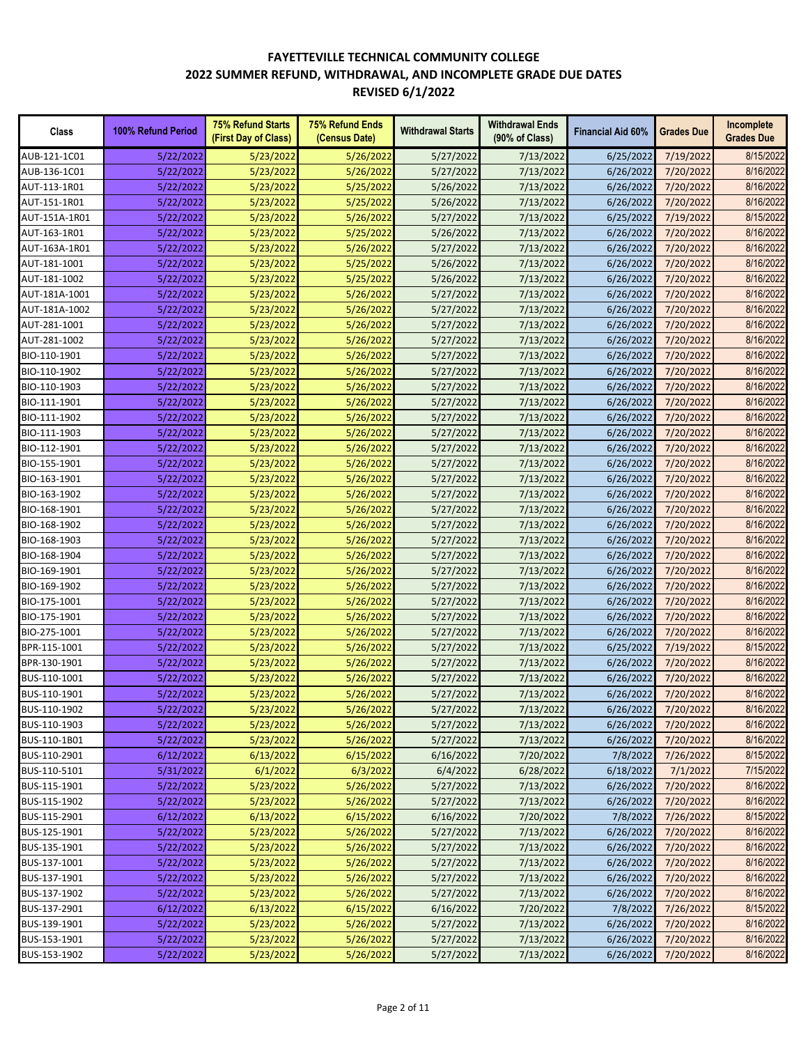# FAYETTEVILLE TECHNICAL COMMUNITY COLLEGE
## 2022 SUMMER REFUND, WITHDRAWAL, AND INCOMPLETE GRADE DUE DATES
### REVISED 6/1/2022

| Class | 100% Refund Period | 75% Refund Starts (First Day of Class) | 75% Refund Ends (Census Date) | Withdrawal Starts | Withdrawal Ends (90% of Class) | Financial Aid 60% | Grades Due | Incomplete Grades Due |
|---|---|---|---|---|---|---|---|---|
| AUB-121-1C01 | 5/22/2022 | 5/23/2022 | 5/26/2022 | 5/27/2022 | 7/13/2022 | 6/25/2022 | 7/19/2022 | 8/15/2022 |
| AUB-136-1C01 | 5/22/2022 | 5/23/2022 | 5/26/2022 | 5/27/2022 | 7/13/2022 | 6/26/2022 | 7/20/2022 | 8/16/2022 |
| AUT-113-1R01 | 5/22/2022 | 5/23/2022 | 5/25/2022 | 5/26/2022 | 7/13/2022 | 6/26/2022 | 7/20/2022 | 8/16/2022 |
| AUT-151-1R01 | 5/22/2022 | 5/23/2022 | 5/25/2022 | 5/26/2022 | 7/13/2022 | 6/26/2022 | 7/20/2022 | 8/16/2022 |
| AUT-151A-1R01 | 5/22/2022 | 5/23/2022 | 5/26/2022 | 5/27/2022 | 7/13/2022 | 6/25/2022 | 7/19/2022 | 8/15/2022 |
| AUT-163-1R01 | 5/22/2022 | 5/23/2022 | 5/25/2022 | 5/26/2022 | 7/13/2022 | 6/26/2022 | 7/20/2022 | 8/16/2022 |
| AUT-163A-1R01 | 5/22/2022 | 5/23/2022 | 5/26/2022 | 5/27/2022 | 7/13/2022 | 6/26/2022 | 7/20/2022 | 8/16/2022 |
| AUT-181-1001 | 5/22/2022 | 5/23/2022 | 5/25/2022 | 5/26/2022 | 7/13/2022 | 6/26/2022 | 7/20/2022 | 8/16/2022 |
| AUT-181-1002 | 5/22/2022 | 5/23/2022 | 5/25/2022 | 5/26/2022 | 7/13/2022 | 6/26/2022 | 7/20/2022 | 8/16/2022 |
| AUT-181A-1001 | 5/22/2022 | 5/23/2022 | 5/26/2022 | 5/27/2022 | 7/13/2022 | 6/26/2022 | 7/20/2022 | 8/16/2022 |
| AUT-181A-1002 | 5/22/2022 | 5/23/2022 | 5/26/2022 | 5/27/2022 | 7/13/2022 | 6/26/2022 | 7/20/2022 | 8/16/2022 |
| AUT-281-1001 | 5/22/2022 | 5/23/2022 | 5/26/2022 | 5/27/2022 | 7/13/2022 | 6/26/2022 | 7/20/2022 | 8/16/2022 |
| AUT-281-1002 | 5/22/2022 | 5/23/2022 | 5/26/2022 | 5/27/2022 | 7/13/2022 | 6/26/2022 | 7/20/2022 | 8/16/2022 |
| BIO-110-1901 | 5/22/2022 | 5/23/2022 | 5/26/2022 | 5/27/2022 | 7/13/2022 | 6/26/2022 | 7/20/2022 | 8/16/2022 |
| BIO-110-1902 | 5/22/2022 | 5/23/2022 | 5/26/2022 | 5/27/2022 | 7/13/2022 | 6/26/2022 | 7/20/2022 | 8/16/2022 |
| BIO-110-1903 | 5/22/2022 | 5/23/2022 | 5/26/2022 | 5/27/2022 | 7/13/2022 | 6/26/2022 | 7/20/2022 | 8/16/2022 |
| BIO-111-1901 | 5/22/2022 | 5/23/2022 | 5/26/2022 | 5/27/2022 | 7/13/2022 | 6/26/2022 | 7/20/2022 | 8/16/2022 |
| BIO-111-1902 | 5/22/2022 | 5/23/2022 | 5/26/2022 | 5/27/2022 | 7/13/2022 | 6/26/2022 | 7/20/2022 | 8/16/2022 |
| BIO-111-1903 | 5/22/2022 | 5/23/2022 | 5/26/2022 | 5/27/2022 | 7/13/2022 | 6/26/2022 | 7/20/2022 | 8/16/2022 |
| BIO-112-1901 | 5/22/2022 | 5/23/2022 | 5/26/2022 | 5/27/2022 | 7/13/2022 | 6/26/2022 | 7/20/2022 | 8/16/2022 |
| BIO-155-1901 | 5/22/2022 | 5/23/2022 | 5/26/2022 | 5/27/2022 | 7/13/2022 | 6/26/2022 | 7/20/2022 | 8/16/2022 |
| BIO-163-1901 | 5/22/2022 | 5/23/2022 | 5/26/2022 | 5/27/2022 | 7/13/2022 | 6/26/2022 | 7/20/2022 | 8/16/2022 |
| BIO-163-1902 | 5/22/2022 | 5/23/2022 | 5/26/2022 | 5/27/2022 | 7/13/2022 | 6/26/2022 | 7/20/2022 | 8/16/2022 |
| BIO-168-1901 | 5/22/2022 | 5/23/2022 | 5/26/2022 | 5/27/2022 | 7/13/2022 | 6/26/2022 | 7/20/2022 | 8/16/2022 |
| BIO-168-1902 | 5/22/2022 | 5/23/2022 | 5/26/2022 | 5/27/2022 | 7/13/2022 | 6/26/2022 | 7/20/2022 | 8/16/2022 |
| BIO-168-1903 | 5/22/2022 | 5/23/2022 | 5/26/2022 | 5/27/2022 | 7/13/2022 | 6/26/2022 | 7/20/2022 | 8/16/2022 |
| BIO-168-1904 | 5/22/2022 | 5/23/2022 | 5/26/2022 | 5/27/2022 | 7/13/2022 | 6/26/2022 | 7/20/2022 | 8/16/2022 |
| BIO-169-1901 | 5/22/2022 | 5/23/2022 | 5/26/2022 | 5/27/2022 | 7/13/2022 | 6/26/2022 | 7/20/2022 | 8/16/2022 |
| BIO-169-1902 | 5/22/2022 | 5/23/2022 | 5/26/2022 | 5/27/2022 | 7/13/2022 | 6/26/2022 | 7/20/2022 | 8/16/2022 |
| BIO-175-1001 | 5/22/2022 | 5/23/2022 | 5/26/2022 | 5/27/2022 | 7/13/2022 | 6/26/2022 | 7/20/2022 | 8/16/2022 |
| BIO-175-1901 | 5/22/2022 | 5/23/2022 | 5/26/2022 | 5/27/2022 | 7/13/2022 | 6/26/2022 | 7/20/2022 | 8/16/2022 |
| BIO-275-1001 | 5/22/2022 | 5/23/2022 | 5/26/2022 | 5/27/2022 | 7/13/2022 | 6/26/2022 | 7/20/2022 | 8/16/2022 |
| BPR-115-1001 | 5/22/2022 | 5/23/2022 | 5/26/2022 | 5/27/2022 | 7/13/2022 | 6/25/2022 | 7/19/2022 | 8/15/2022 |
| BPR-130-1901 | 5/22/2022 | 5/23/2022 | 5/26/2022 | 5/27/2022 | 7/13/2022 | 6/26/2022 | 7/20/2022 | 8/16/2022 |
| BUS-110-1001 | 5/22/2022 | 5/23/2022 | 5/26/2022 | 5/27/2022 | 7/13/2022 | 6/26/2022 | 7/20/2022 | 8/16/2022 |
| BUS-110-1901 | 5/22/2022 | 5/23/2022 | 5/26/2022 | 5/27/2022 | 7/13/2022 | 6/26/2022 | 7/20/2022 | 8/16/2022 |
| BUS-110-1902 | 5/22/2022 | 5/23/2022 | 5/26/2022 | 5/27/2022 | 7/13/2022 | 6/26/2022 | 7/20/2022 | 8/16/2022 |
| BUS-110-1903 | 5/22/2022 | 5/23/2022 | 5/26/2022 | 5/27/2022 | 7/13/2022 | 6/26/2022 | 7/20/2022 | 8/16/2022 |
| BUS-110-1B01 | 5/22/2022 | 5/23/2022 | 5/26/2022 | 5/27/2022 | 7/13/2022 | 6/26/2022 | 7/20/2022 | 8/16/2022 |
| BUS-110-2901 | 6/12/2022 | 6/13/2022 | 6/15/2022 | 6/16/2022 | 7/20/2022 | 7/8/2022 | 7/26/2022 | 8/15/2022 |
| BUS-110-5101 | 5/31/2022 | 6/1/2022 | 6/3/2022 | 6/4/2022 | 6/28/2022 | 6/18/2022 | 7/1/2022 | 7/15/2022 |
| BUS-115-1901 | 5/22/2022 | 5/23/2022 | 5/26/2022 | 5/27/2022 | 7/13/2022 | 6/26/2022 | 7/20/2022 | 8/16/2022 |
| BUS-115-1902 | 5/22/2022 | 5/23/2022 | 5/26/2022 | 5/27/2022 | 7/13/2022 | 6/26/2022 | 7/20/2022 | 8/16/2022 |
| BUS-115-2901 | 6/12/2022 | 6/13/2022 | 6/15/2022 | 6/16/2022 | 7/20/2022 | 7/8/2022 | 7/26/2022 | 8/15/2022 |
| BUS-125-1901 | 5/22/2022 | 5/23/2022 | 5/26/2022 | 5/27/2022 | 7/13/2022 | 6/26/2022 | 7/20/2022 | 8/16/2022 |
| BUS-135-1901 | 5/22/2022 | 5/23/2022 | 5/26/2022 | 5/27/2022 | 7/13/2022 | 6/26/2022 | 7/20/2022 | 8/16/2022 |
| BUS-137-1001 | 5/22/2022 | 5/23/2022 | 5/26/2022 | 5/27/2022 | 7/13/2022 | 6/26/2022 | 7/20/2022 | 8/16/2022 |
| BUS-137-1901 | 5/22/2022 | 5/23/2022 | 5/26/2022 | 5/27/2022 | 7/13/2022 | 6/26/2022 | 7/20/2022 | 8/16/2022 |
| BUS-137-1902 | 5/22/2022 | 5/23/2022 | 5/26/2022 | 5/27/2022 | 7/13/2022 | 6/26/2022 | 7/20/2022 | 8/16/2022 |
| BUS-137-2901 | 6/12/2022 | 6/13/2022 | 6/15/2022 | 6/16/2022 | 7/20/2022 | 7/8/2022 | 7/26/2022 | 8/15/2022 |
| BUS-139-1901 | 5/22/2022 | 5/23/2022 | 5/26/2022 | 5/27/2022 | 7/13/2022 | 6/26/2022 | 7/20/2022 | 8/16/2022 |
| BUS-153-1901 | 5/22/2022 | 5/23/2022 | 5/26/2022 | 5/27/2022 | 7/13/2022 | 6/26/2022 | 7/20/2022 | 8/16/2022 |
| BUS-153-1902 | 5/22/2022 | 5/23/2022 | 5/26/2022 | 5/27/2022 | 7/13/2022 | 6/26/2022 | 7/20/2022 | 8/16/2022 |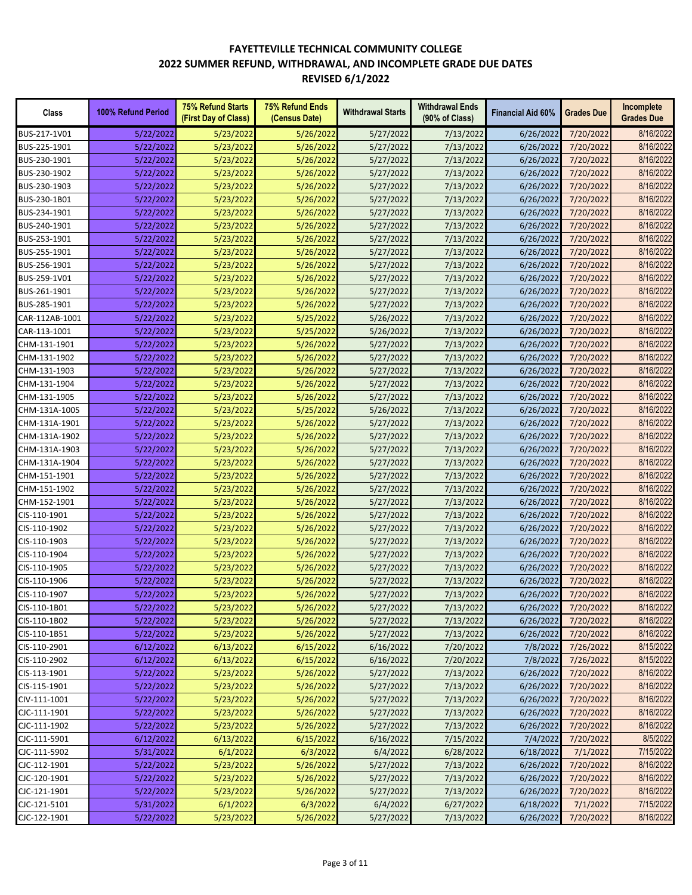# FAYETTEVILLE TECHNICAL COMMUNITY COLLEGE
## 2022 SUMMER REFUND, WITHDRAWAL, AND INCOMPLETE GRADE DUE DATES
## REVISED 6/1/2022

| Class | 100% Refund Period | 75% Refund Starts (First Day of Class) | 75% Refund Ends (Census Date) | Withdrawal Starts | Withdrawal Ends (90% of Class) | Financial Aid 60% | Grades Due | Incomplete Grades Due |
|---|---|---|---|---|---|---|---|---|
| BUS-217-1V01 | 5/22/2022 | 5/23/2022 | 5/26/2022 | 5/27/2022 | 7/13/2022 | 6/26/2022 | 7/20/2022 | 8/16/2022 |
| BUS-225-1901 | 5/22/2022 | 5/23/2022 | 5/26/2022 | 5/27/2022 | 7/13/2022 | 6/26/2022 | 7/20/2022 | 8/16/2022 |
| BUS-230-1901 | 5/22/2022 | 5/23/2022 | 5/26/2022 | 5/27/2022 | 7/13/2022 | 6/26/2022 | 7/20/2022 | 8/16/2022 |
| BUS-230-1902 | 5/22/2022 | 5/23/2022 | 5/26/2022 | 5/27/2022 | 7/13/2022 | 6/26/2022 | 7/20/2022 | 8/16/2022 |
| BUS-230-1903 | 5/22/2022 | 5/23/2022 | 5/26/2022 | 5/27/2022 | 7/13/2022 | 6/26/2022 | 7/20/2022 | 8/16/2022 |
| BUS-230-1B01 | 5/22/2022 | 5/23/2022 | 5/26/2022 | 5/27/2022 | 7/13/2022 | 6/26/2022 | 7/20/2022 | 8/16/2022 |
| BUS-234-1901 | 5/22/2022 | 5/23/2022 | 5/26/2022 | 5/27/2022 | 7/13/2022 | 6/26/2022 | 7/20/2022 | 8/16/2022 |
| BUS-240-1901 | 5/22/2022 | 5/23/2022 | 5/26/2022 | 5/27/2022 | 7/13/2022 | 6/26/2022 | 7/20/2022 | 8/16/2022 |
| BUS-253-1901 | 5/22/2022 | 5/23/2022 | 5/26/2022 | 5/27/2022 | 7/13/2022 | 6/26/2022 | 7/20/2022 | 8/16/2022 |
| BUS-255-1901 | 5/22/2022 | 5/23/2022 | 5/26/2022 | 5/27/2022 | 7/13/2022 | 6/26/2022 | 7/20/2022 | 8/16/2022 |
| BUS-256-1901 | 5/22/2022 | 5/23/2022 | 5/26/2022 | 5/27/2022 | 7/13/2022 | 6/26/2022 | 7/20/2022 | 8/16/2022 |
| BUS-259-1V01 | 5/22/2022 | 5/23/2022 | 5/26/2022 | 5/27/2022 | 7/13/2022 | 6/26/2022 | 7/20/2022 | 8/16/2022 |
| BUS-261-1901 | 5/22/2022 | 5/23/2022 | 5/26/2022 | 5/27/2022 | 7/13/2022 | 6/26/2022 | 7/20/2022 | 8/16/2022 |
| BUS-285-1901 | 5/22/2022 | 5/23/2022 | 5/26/2022 | 5/27/2022 | 7/13/2022 | 6/26/2022 | 7/20/2022 | 8/16/2022 |
| CAR-112AB-1001 | 5/22/2022 | 5/23/2022 | 5/25/2022 | 5/26/2022 | 7/13/2022 | 6/26/2022 | 7/20/2022 | 8/16/2022 |
| CAR-113-1001 | 5/22/2022 | 5/23/2022 | 5/25/2022 | 5/26/2022 | 7/13/2022 | 6/26/2022 | 7/20/2022 | 8/16/2022 |
| CHM-131-1901 | 5/22/2022 | 5/23/2022 | 5/26/2022 | 5/27/2022 | 7/13/2022 | 6/26/2022 | 7/20/2022 | 8/16/2022 |
| CHM-131-1902 | 5/22/2022 | 5/23/2022 | 5/26/2022 | 5/27/2022 | 7/13/2022 | 6/26/2022 | 7/20/2022 | 8/16/2022 |
| CHM-131-1903 | 5/22/2022 | 5/23/2022 | 5/26/2022 | 5/27/2022 | 7/13/2022 | 6/26/2022 | 7/20/2022 | 8/16/2022 |
| CHM-131-1904 | 5/22/2022 | 5/23/2022 | 5/26/2022 | 5/27/2022 | 7/13/2022 | 6/26/2022 | 7/20/2022 | 8/16/2022 |
| CHM-131-1905 | 5/22/2022 | 5/23/2022 | 5/26/2022 | 5/27/2022 | 7/13/2022 | 6/26/2022 | 7/20/2022 | 8/16/2022 |
| CHM-131A-1005 | 5/22/2022 | 5/23/2022 | 5/25/2022 | 5/26/2022 | 7/13/2022 | 6/26/2022 | 7/20/2022 | 8/16/2022 |
| CHM-131A-1901 | 5/22/2022 | 5/23/2022 | 5/26/2022 | 5/27/2022 | 7/13/2022 | 6/26/2022 | 7/20/2022 | 8/16/2022 |
| CHM-131A-1902 | 5/22/2022 | 5/23/2022 | 5/26/2022 | 5/27/2022 | 7/13/2022 | 6/26/2022 | 7/20/2022 | 8/16/2022 |
| CHM-131A-1903 | 5/22/2022 | 5/23/2022 | 5/26/2022 | 5/27/2022 | 7/13/2022 | 6/26/2022 | 7/20/2022 | 8/16/2022 |
| CHM-131A-1904 | 5/22/2022 | 5/23/2022 | 5/26/2022 | 5/27/2022 | 7/13/2022 | 6/26/2022 | 7/20/2022 | 8/16/2022 |
| CHM-151-1901 | 5/22/2022 | 5/23/2022 | 5/26/2022 | 5/27/2022 | 7/13/2022 | 6/26/2022 | 7/20/2022 | 8/16/2022 |
| CHM-151-1902 | 5/22/2022 | 5/23/2022 | 5/26/2022 | 5/27/2022 | 7/13/2022 | 6/26/2022 | 7/20/2022 | 8/16/2022 |
| CHM-152-1901 | 5/22/2022 | 5/23/2022 | 5/26/2022 | 5/27/2022 | 7/13/2022 | 6/26/2022 | 7/20/2022 | 8/16/2022 |
| CIS-110-1901 | 5/22/2022 | 5/23/2022 | 5/26/2022 | 5/27/2022 | 7/13/2022 | 6/26/2022 | 7/20/2022 | 8/16/2022 |
| CIS-110-1902 | 5/22/2022 | 5/23/2022 | 5/26/2022 | 5/27/2022 | 7/13/2022 | 6/26/2022 | 7/20/2022 | 8/16/2022 |
| CIS-110-1903 | 5/22/2022 | 5/23/2022 | 5/26/2022 | 5/27/2022 | 7/13/2022 | 6/26/2022 | 7/20/2022 | 8/16/2022 |
| CIS-110-1904 | 5/22/2022 | 5/23/2022 | 5/26/2022 | 5/27/2022 | 7/13/2022 | 6/26/2022 | 7/20/2022 | 8/16/2022 |
| CIS-110-1905 | 5/22/2022 | 5/23/2022 | 5/26/2022 | 5/27/2022 | 7/13/2022 | 6/26/2022 | 7/20/2022 | 8/16/2022 |
| CIS-110-1906 | 5/22/2022 | 5/23/2022 | 5/26/2022 | 5/27/2022 | 7/13/2022 | 6/26/2022 | 7/20/2022 | 8/16/2022 |
| CIS-110-1907 | 5/22/2022 | 5/23/2022 | 5/26/2022 | 5/27/2022 | 7/13/2022 | 6/26/2022 | 7/20/2022 | 8/16/2022 |
| CIS-110-1B01 | 5/22/2022 | 5/23/2022 | 5/26/2022 | 5/27/2022 | 7/13/2022 | 6/26/2022 | 7/20/2022 | 8/16/2022 |
| CIS-110-1B02 | 5/22/2022 | 5/23/2022 | 5/26/2022 | 5/27/2022 | 7/13/2022 | 6/26/2022 | 7/20/2022 | 8/16/2022 |
| CIS-110-1B51 | 5/22/2022 | 5/23/2022 | 5/26/2022 | 5/27/2022 | 7/13/2022 | 6/26/2022 | 7/20/2022 | 8/16/2022 |
| CIS-110-2901 | 6/12/2022 | 6/13/2022 | 6/15/2022 | 6/16/2022 | 7/20/2022 | 7/8/2022 | 7/26/2022 | 8/15/2022 |
| CIS-110-2902 | 6/12/2022 | 6/13/2022 | 6/15/2022 | 6/16/2022 | 7/20/2022 | 7/8/2022 | 7/26/2022 | 8/15/2022 |
| CIS-113-1901 | 5/22/2022 | 5/23/2022 | 5/26/2022 | 5/27/2022 | 7/13/2022 | 6/26/2022 | 7/20/2022 | 8/16/2022 |
| CIS-115-1901 | 5/22/2022 | 5/23/2022 | 5/26/2022 | 5/27/2022 | 7/13/2022 | 6/26/2022 | 7/20/2022 | 8/16/2022 |
| CIV-111-1001 | 5/22/2022 | 5/23/2022 | 5/26/2022 | 5/27/2022 | 7/13/2022 | 6/26/2022 | 7/20/2022 | 8/16/2022 |
| CJC-111-1901 | 5/22/2022 | 5/23/2022 | 5/26/2022 | 5/27/2022 | 7/13/2022 | 6/26/2022 | 7/20/2022 | 8/16/2022 |
| CJC-111-1902 | 5/22/2022 | 5/23/2022 | 5/26/2022 | 5/27/2022 | 7/13/2022 | 6/26/2022 | 7/20/2022 | 8/16/2022 |
| CJC-111-5901 | 6/12/2022 | 6/13/2022 | 6/15/2022 | 6/16/2022 | 7/15/2022 | 7/4/2022 | 7/20/2022 | 8/5/2022 |
| CJC-111-5902 | 5/31/2022 | 6/1/2022 | 6/3/2022 | 6/4/2022 | 6/28/2022 | 6/18/2022 | 7/1/2022 | 7/15/2022 |
| CJC-112-1901 | 5/22/2022 | 5/23/2022 | 5/26/2022 | 5/27/2022 | 7/13/2022 | 6/26/2022 | 7/20/2022 | 8/16/2022 |
| CJC-120-1901 | 5/22/2022 | 5/23/2022 | 5/26/2022 | 5/27/2022 | 7/13/2022 | 6/26/2022 | 7/20/2022 | 8/16/2022 |
| CJC-121-1901 | 5/22/2022 | 5/23/2022 | 5/26/2022 | 5/27/2022 | 7/13/2022 | 6/26/2022 | 7/20/2022 | 8/16/2022 |
| CJC-121-5101 | 5/31/2022 | 6/1/2022 | 6/3/2022 | 6/4/2022 | 6/27/2022 | 6/18/2022 | 7/1/2022 | 7/15/2022 |
| CJC-122-1901 | 5/22/2022 | 5/23/2022 | 5/26/2022 | 5/27/2022 | 7/13/2022 | 6/26/2022 | 7/20/2022 | 8/16/2022 |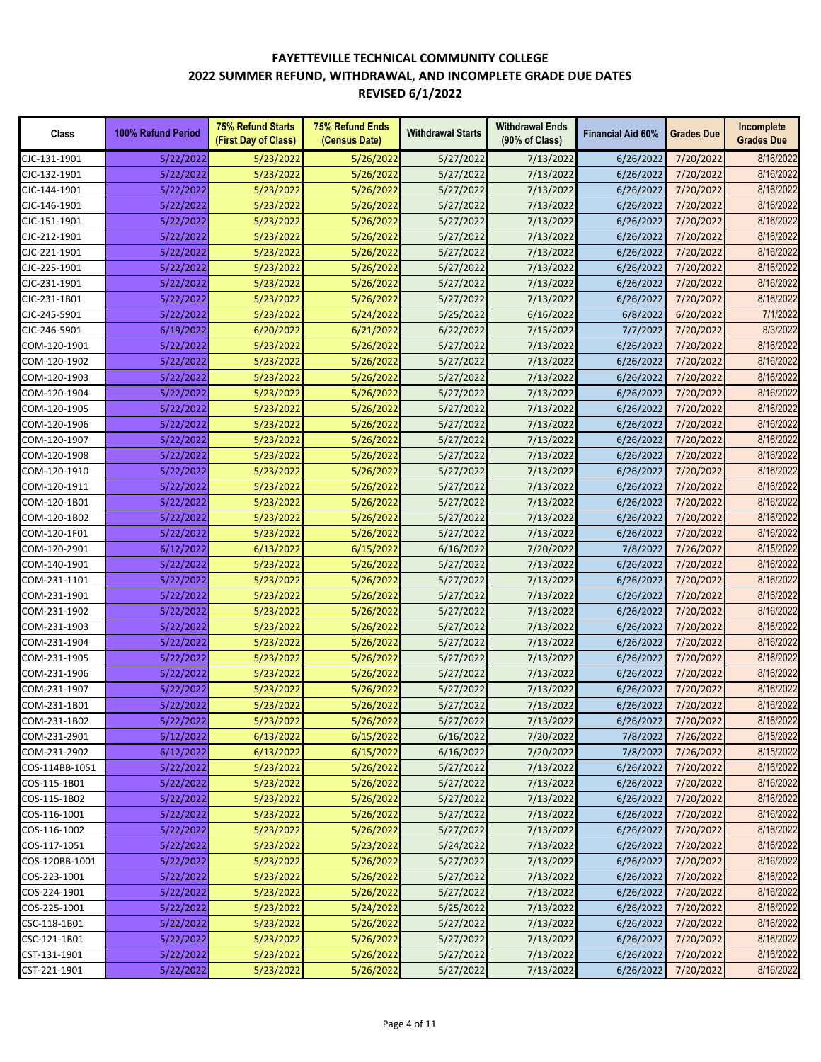# FAYETTEVILLE TECHNICAL COMMUNITY COLLEGE
## 2022 SUMMER REFUND, WITHDRAWAL, AND INCOMPLETE GRADE DUE DATES
### REVISED 6/1/2022

| Class | 100% Refund Period | 75% Refund Starts (First Day of Class) | 75% Refund Ends (Census Date) | Withdrawal Starts | Withdrawal Ends (90% of Class) | Financial Aid 60% | Grades Due | Incomplete Grades Due |
|---|---|---|---|---|---|---|---|---|
| CJC-131-1901 | 5/22/2022 | 5/23/2022 | 5/26/2022 | 5/27/2022 | 7/13/2022 | 6/26/2022 | 7/20/2022 | 8/16/2022 |
| CJC-132-1901 | 5/22/2022 | 5/23/2022 | 5/26/2022 | 5/27/2022 | 7/13/2022 | 6/26/2022 | 7/20/2022 | 8/16/2022 |
| CJC-144-1901 | 5/22/2022 | 5/23/2022 | 5/26/2022 | 5/27/2022 | 7/13/2022 | 6/26/2022 | 7/20/2022 | 8/16/2022 |
| CJC-146-1901 | 5/22/2022 | 5/23/2022 | 5/26/2022 | 5/27/2022 | 7/13/2022 | 6/26/2022 | 7/20/2022 | 8/16/2022 |
| CJC-151-1901 | 5/22/2022 | 5/23/2022 | 5/26/2022 | 5/27/2022 | 7/13/2022 | 6/26/2022 | 7/20/2022 | 8/16/2022 |
| CJC-212-1901 | 5/22/2022 | 5/23/2022 | 5/26/2022 | 5/27/2022 | 7/13/2022 | 6/26/2022 | 7/20/2022 | 8/16/2022 |
| CJC-221-1901 | 5/22/2022 | 5/23/2022 | 5/26/2022 | 5/27/2022 | 7/13/2022 | 6/26/2022 | 7/20/2022 | 8/16/2022 |
| CJC-225-1901 | 5/22/2022 | 5/23/2022 | 5/26/2022 | 5/27/2022 | 7/13/2022 | 6/26/2022 | 7/20/2022 | 8/16/2022 |
| CJC-231-1901 | 5/22/2022 | 5/23/2022 | 5/26/2022 | 5/27/2022 | 7/13/2022 | 6/26/2022 | 7/20/2022 | 8/16/2022 |
| CJC-231-1B01 | 5/22/2022 | 5/23/2022 | 5/26/2022 | 5/27/2022 | 7/13/2022 | 6/26/2022 | 7/20/2022 | 8/16/2022 |
| CJC-245-5901 | 5/22/2022 | 5/23/2022 | 5/24/2022 | 5/25/2022 | 6/16/2022 | 6/8/2022 | 6/20/2022 | 7/1/2022 |
| CJC-246-5901 | 6/19/2022 | 6/20/2022 | 6/21/2022 | 6/22/2022 | 7/15/2022 | 7/7/2022 | 7/20/2022 | 8/3/2022 |
| COM-120-1901 | 5/22/2022 | 5/23/2022 | 5/26/2022 | 5/27/2022 | 7/13/2022 | 6/26/2022 | 7/20/2022 | 8/16/2022 |
| COM-120-1902 | 5/22/2022 | 5/23/2022 | 5/26/2022 | 5/27/2022 | 7/13/2022 | 6/26/2022 | 7/20/2022 | 8/16/2022 |
| COM-120-1903 | 5/22/2022 | 5/23/2022 | 5/26/2022 | 5/27/2022 | 7/13/2022 | 6/26/2022 | 7/20/2022 | 8/16/2022 |
| COM-120-1904 | 5/22/2022 | 5/23/2022 | 5/26/2022 | 5/27/2022 | 7/13/2022 | 6/26/2022 | 7/20/2022 | 8/16/2022 |
| COM-120-1905 | 5/22/2022 | 5/23/2022 | 5/26/2022 | 5/27/2022 | 7/13/2022 | 6/26/2022 | 7/20/2022 | 8/16/2022 |
| COM-120-1906 | 5/22/2022 | 5/23/2022 | 5/26/2022 | 5/27/2022 | 7/13/2022 | 6/26/2022 | 7/20/2022 | 8/16/2022 |
| COM-120-1907 | 5/22/2022 | 5/23/2022 | 5/26/2022 | 5/27/2022 | 7/13/2022 | 6/26/2022 | 7/20/2022 | 8/16/2022 |
| COM-120-1908 | 5/22/2022 | 5/23/2022 | 5/26/2022 | 5/27/2022 | 7/13/2022 | 6/26/2022 | 7/20/2022 | 8/16/2022 |
| COM-120-1910 | 5/22/2022 | 5/23/2022 | 5/26/2022 | 5/27/2022 | 7/13/2022 | 6/26/2022 | 7/20/2022 | 8/16/2022 |
| COM-120-1911 | 5/22/2022 | 5/23/2022 | 5/26/2022 | 5/27/2022 | 7/13/2022 | 6/26/2022 | 7/20/2022 | 8/16/2022 |
| COM-120-1B01 | 5/22/2022 | 5/23/2022 | 5/26/2022 | 5/27/2022 | 7/13/2022 | 6/26/2022 | 7/20/2022 | 8/16/2022 |
| COM-120-1B02 | 5/22/2022 | 5/23/2022 | 5/26/2022 | 5/27/2022 | 7/13/2022 | 6/26/2022 | 7/20/2022 | 8/16/2022 |
| COM-120-1F01 | 5/22/2022 | 5/23/2022 | 5/26/2022 | 5/27/2022 | 7/13/2022 | 6/26/2022 | 7/20/2022 | 8/16/2022 |
| COM-120-2901 | 6/12/2022 | 6/13/2022 | 6/15/2022 | 6/16/2022 | 7/20/2022 | 7/8/2022 | 7/26/2022 | 8/15/2022 |
| COM-140-1901 | 5/22/2022 | 5/23/2022 | 5/26/2022 | 5/27/2022 | 7/13/2022 | 6/26/2022 | 7/20/2022 | 8/16/2022 |
| COM-231-1101 | 5/22/2022 | 5/23/2022 | 5/26/2022 | 5/27/2022 | 7/13/2022 | 6/26/2022 | 7/20/2022 | 8/16/2022 |
| COM-231-1901 | 5/22/2022 | 5/23/2022 | 5/26/2022 | 5/27/2022 | 7/13/2022 | 6/26/2022 | 7/20/2022 | 8/16/2022 |
| COM-231-1902 | 5/22/2022 | 5/23/2022 | 5/26/2022 | 5/27/2022 | 7/13/2022 | 6/26/2022 | 7/20/2022 | 8/16/2022 |
| COM-231-1903 | 5/22/2022 | 5/23/2022 | 5/26/2022 | 5/27/2022 | 7/13/2022 | 6/26/2022 | 7/20/2022 | 8/16/2022 |
| COM-231-1904 | 5/22/2022 | 5/23/2022 | 5/26/2022 | 5/27/2022 | 7/13/2022 | 6/26/2022 | 7/20/2022 | 8/16/2022 |
| COM-231-1905 | 5/22/2022 | 5/23/2022 | 5/26/2022 | 5/27/2022 | 7/13/2022 | 6/26/2022 | 7/20/2022 | 8/16/2022 |
| COM-231-1906 | 5/22/2022 | 5/23/2022 | 5/26/2022 | 5/27/2022 | 7/13/2022 | 6/26/2022 | 7/20/2022 | 8/16/2022 |
| COM-231-1907 | 5/22/2022 | 5/23/2022 | 5/26/2022 | 5/27/2022 | 7/13/2022 | 6/26/2022 | 7/20/2022 | 8/16/2022 |
| COM-231-1B01 | 5/22/2022 | 5/23/2022 | 5/26/2022 | 5/27/2022 | 7/13/2022 | 6/26/2022 | 7/20/2022 | 8/16/2022 |
| COM-231-1B02 | 5/22/2022 | 5/23/2022 | 5/26/2022 | 5/27/2022 | 7/13/2022 | 6/26/2022 | 7/20/2022 | 8/16/2022 |
| COM-231-2901 | 6/12/2022 | 6/13/2022 | 6/15/2022 | 6/16/2022 | 7/20/2022 | 7/8/2022 | 7/26/2022 | 8/15/2022 |
| COM-231-2902 | 6/12/2022 | 6/13/2022 | 6/15/2022 | 6/16/2022 | 7/20/2022 | 7/8/2022 | 7/26/2022 | 8/15/2022 |
| COS-114BB-1051 | 5/22/2022 | 5/23/2022 | 5/26/2022 | 5/27/2022 | 7/13/2022 | 6/26/2022 | 7/20/2022 | 8/16/2022 |
| COS-115-1B01 | 5/22/2022 | 5/23/2022 | 5/26/2022 | 5/27/2022 | 7/13/2022 | 6/26/2022 | 7/20/2022 | 8/16/2022 |
| COS-115-1B02 | 5/22/2022 | 5/23/2022 | 5/26/2022 | 5/27/2022 | 7/13/2022 | 6/26/2022 | 7/20/2022 | 8/16/2022 |
| COS-116-1001 | 5/22/2022 | 5/23/2022 | 5/26/2022 | 5/27/2022 | 7/13/2022 | 6/26/2022 | 7/20/2022 | 8/16/2022 |
| COS-116-1002 | 5/22/2022 | 5/23/2022 | 5/26/2022 | 5/27/2022 | 7/13/2022 | 6/26/2022 | 7/20/2022 | 8/16/2022 |
| COS-117-1051 | 5/22/2022 | 5/23/2022 | 5/23/2022 | 5/24/2022 | 7/13/2022 | 6/26/2022 | 7/20/2022 | 8/16/2022 |
| COS-120BB-1001 | 5/22/2022 | 5/23/2022 | 5/26/2022 | 5/27/2022 | 7/13/2022 | 6/26/2022 | 7/20/2022 | 8/16/2022 |
| COS-223-1001 | 5/22/2022 | 5/23/2022 | 5/26/2022 | 5/27/2022 | 7/13/2022 | 6/26/2022 | 7/20/2022 | 8/16/2022 |
| COS-224-1901 | 5/22/2022 | 5/23/2022 | 5/26/2022 | 5/27/2022 | 7/13/2022 | 6/26/2022 | 7/20/2022 | 8/16/2022 |
| COS-225-1001 | 5/22/2022 | 5/23/2022 | 5/24/2022 | 5/25/2022 | 7/13/2022 | 6/26/2022 | 7/20/2022 | 8/16/2022 |
| CSC-118-1B01 | 5/22/2022 | 5/23/2022 | 5/26/2022 | 5/27/2022 | 7/13/2022 | 6/26/2022 | 7/20/2022 | 8/16/2022 |
| CSC-121-1B01 | 5/22/2022 | 5/23/2022 | 5/26/2022 | 5/27/2022 | 7/13/2022 | 6/26/2022 | 7/20/2022 | 8/16/2022 |
| CST-131-1901 | 5/22/2022 | 5/23/2022 | 5/26/2022 | 5/27/2022 | 7/13/2022 | 6/26/2022 | 7/20/2022 | 8/16/2022 |
| CST-221-1901 | 5/22/2022 | 5/23/2022 | 5/26/2022 | 5/27/2022 | 7/13/2022 | 6/26/2022 | 7/20/2022 | 8/16/2022 |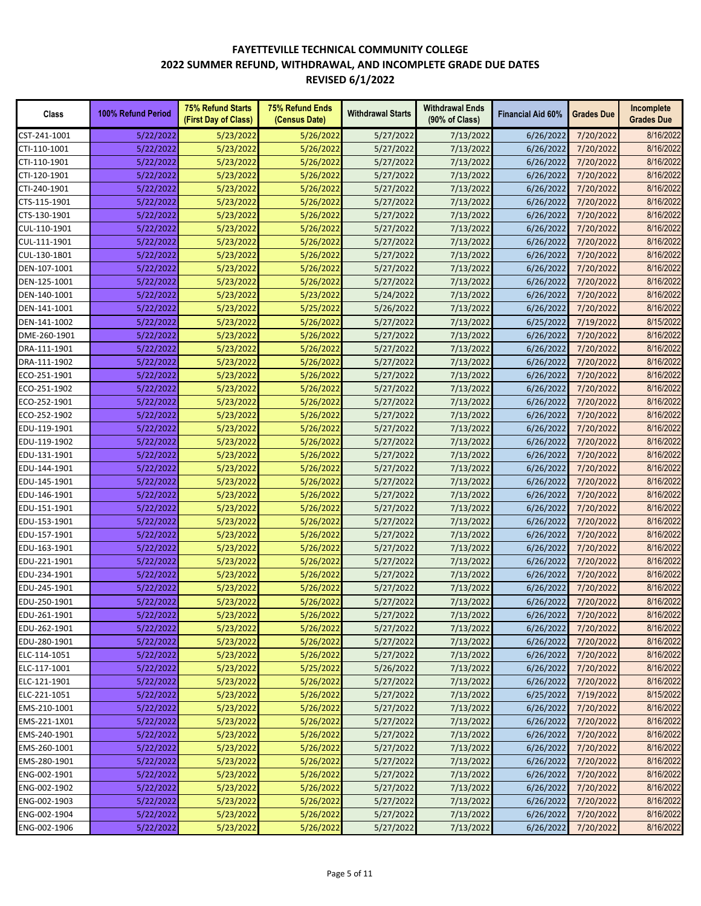# FAYETTEVILLE TECHNICAL COMMUNITY COLLEGE
## 2022 SUMMER REFUND, WITHDRAWAL, AND INCOMPLETE GRADE DUE DATES
### REVISED 6/1/2022

| Class | 100% Refund Period | 75% Refund Starts (First Day of Class) | 75% Refund Ends (Census Date) | Withdrawal Starts | Withdrawal Ends (90% of Class) | Financial Aid 60% | Grades Due | Incomplete Grades Due |
|---|---|---|---|---|---|---|---|---|
| CST-241-1001 | 5/22/2022 | 5/23/2022 | 5/26/2022 | 5/27/2022 | 7/13/2022 | 6/26/2022 | 7/20/2022 | 8/16/2022 |
| CTI-110-1001 | 5/22/2022 | 5/23/2022 | 5/26/2022 | 5/27/2022 | 7/13/2022 | 6/26/2022 | 7/20/2022 | 8/16/2022 |
| CTI-110-1901 | 5/22/2022 | 5/23/2022 | 5/26/2022 | 5/27/2022 | 7/13/2022 | 6/26/2022 | 7/20/2022 | 8/16/2022 |
| CTI-120-1901 | 5/22/2022 | 5/23/2022 | 5/26/2022 | 5/27/2022 | 7/13/2022 | 6/26/2022 | 7/20/2022 | 8/16/2022 |
| CTI-240-1901 | 5/22/2022 | 5/23/2022 | 5/26/2022 | 5/27/2022 | 7/13/2022 | 6/26/2022 | 7/20/2022 | 8/16/2022 |
| CTS-115-1901 | 5/22/2022 | 5/23/2022 | 5/26/2022 | 5/27/2022 | 7/13/2022 | 6/26/2022 | 7/20/2022 | 8/16/2022 |
| CTS-130-1901 | 5/22/2022 | 5/23/2022 | 5/26/2022 | 5/27/2022 | 7/13/2022 | 6/26/2022 | 7/20/2022 | 8/16/2022 |
| CUL-110-1901 | 5/22/2022 | 5/23/2022 | 5/26/2022 | 5/27/2022 | 7/13/2022 | 6/26/2022 | 7/20/2022 | 8/16/2022 |
| CUL-111-1901 | 5/22/2022 | 5/23/2022 | 5/26/2022 | 5/27/2022 | 7/13/2022 | 6/26/2022 | 7/20/2022 | 8/16/2022 |
| CUL-130-1B01 | 5/22/2022 | 5/23/2022 | 5/26/2022 | 5/27/2022 | 7/13/2022 | 6/26/2022 | 7/20/2022 | 8/16/2022 |
| DEN-107-1001 | 5/22/2022 | 5/23/2022 | 5/26/2022 | 5/27/2022 | 7/13/2022 | 6/26/2022 | 7/20/2022 | 8/16/2022 |
| DEN-125-1001 | 5/22/2022 | 5/23/2022 | 5/26/2022 | 5/27/2022 | 7/13/2022 | 6/26/2022 | 7/20/2022 | 8/16/2022 |
| DEN-140-1001 | 5/22/2022 | 5/23/2022 | 5/23/2022 | 5/24/2022 | 7/13/2022 | 6/26/2022 | 7/20/2022 | 8/16/2022 |
| DEN-141-1001 | 5/22/2022 | 5/23/2022 | 5/25/2022 | 5/26/2022 | 7/13/2022 | 6/26/2022 | 7/20/2022 | 8/16/2022 |
| DEN-141-1002 | 5/22/2022 | 5/23/2022 | 5/26/2022 | 5/27/2022 | 7/13/2022 | 6/25/2022 | 7/19/2022 | 8/15/2022 |
| DME-260-1901 | 5/22/2022 | 5/23/2022 | 5/26/2022 | 5/27/2022 | 7/13/2022 | 6/26/2022 | 7/20/2022 | 8/16/2022 |
| DRA-111-1901 | 5/22/2022 | 5/23/2022 | 5/26/2022 | 5/27/2022 | 7/13/2022 | 6/26/2022 | 7/20/2022 | 8/16/2022 |
| DRA-111-1902 | 5/22/2022 | 5/23/2022 | 5/26/2022 | 5/27/2022 | 7/13/2022 | 6/26/2022 | 7/20/2022 | 8/16/2022 |
| ECO-251-1901 | 5/22/2022 | 5/23/2022 | 5/26/2022 | 5/27/2022 | 7/13/2022 | 6/26/2022 | 7/20/2022 | 8/16/2022 |
| ECO-251-1902 | 5/22/2022 | 5/23/2022 | 5/26/2022 | 5/27/2022 | 7/13/2022 | 6/26/2022 | 7/20/2022 | 8/16/2022 |
| ECO-252-1901 | 5/22/2022 | 5/23/2022 | 5/26/2022 | 5/27/2022 | 7/13/2022 | 6/26/2022 | 7/20/2022 | 8/16/2022 |
| ECO-252-1902 | 5/22/2022 | 5/23/2022 | 5/26/2022 | 5/27/2022 | 7/13/2022 | 6/26/2022 | 7/20/2022 | 8/16/2022 |
| EDU-119-1901 | 5/22/2022 | 5/23/2022 | 5/26/2022 | 5/27/2022 | 7/13/2022 | 6/26/2022 | 7/20/2022 | 8/16/2022 |
| EDU-119-1902 | 5/22/2022 | 5/23/2022 | 5/26/2022 | 5/27/2022 | 7/13/2022 | 6/26/2022 | 7/20/2022 | 8/16/2022 |
| EDU-131-1901 | 5/22/2022 | 5/23/2022 | 5/26/2022 | 5/27/2022 | 7/13/2022 | 6/26/2022 | 7/20/2022 | 8/16/2022 |
| EDU-144-1901 | 5/22/2022 | 5/23/2022 | 5/26/2022 | 5/27/2022 | 7/13/2022 | 6/26/2022 | 7/20/2022 | 8/16/2022 |
| EDU-145-1901 | 5/22/2022 | 5/23/2022 | 5/26/2022 | 5/27/2022 | 7/13/2022 | 6/26/2022 | 7/20/2022 | 8/16/2022 |
| EDU-146-1901 | 5/22/2022 | 5/23/2022 | 5/26/2022 | 5/27/2022 | 7/13/2022 | 6/26/2022 | 7/20/2022 | 8/16/2022 |
| EDU-151-1901 | 5/22/2022 | 5/23/2022 | 5/26/2022 | 5/27/2022 | 7/13/2022 | 6/26/2022 | 7/20/2022 | 8/16/2022 |
| EDU-153-1901 | 5/22/2022 | 5/23/2022 | 5/26/2022 | 5/27/2022 | 7/13/2022 | 6/26/2022 | 7/20/2022 | 8/16/2022 |
| EDU-157-1901 | 5/22/2022 | 5/23/2022 | 5/26/2022 | 5/27/2022 | 7/13/2022 | 6/26/2022 | 7/20/2022 | 8/16/2022 |
| EDU-163-1901 | 5/22/2022 | 5/23/2022 | 5/26/2022 | 5/27/2022 | 7/13/2022 | 6/26/2022 | 7/20/2022 | 8/16/2022 |
| EDU-221-1901 | 5/22/2022 | 5/23/2022 | 5/26/2022 | 5/27/2022 | 7/13/2022 | 6/26/2022 | 7/20/2022 | 8/16/2022 |
| EDU-234-1901 | 5/22/2022 | 5/23/2022 | 5/26/2022 | 5/27/2022 | 7/13/2022 | 6/26/2022 | 7/20/2022 | 8/16/2022 |
| EDU-245-1901 | 5/22/2022 | 5/23/2022 | 5/26/2022 | 5/27/2022 | 7/13/2022 | 6/26/2022 | 7/20/2022 | 8/16/2022 |
| EDU-250-1901 | 5/22/2022 | 5/23/2022 | 5/26/2022 | 5/27/2022 | 7/13/2022 | 6/26/2022 | 7/20/2022 | 8/16/2022 |
| EDU-261-1901 | 5/22/2022 | 5/23/2022 | 5/26/2022 | 5/27/2022 | 7/13/2022 | 6/26/2022 | 7/20/2022 | 8/16/2022 |
| EDU-262-1901 | 5/22/2022 | 5/23/2022 | 5/26/2022 | 5/27/2022 | 7/13/2022 | 6/26/2022 | 7/20/2022 | 8/16/2022 |
| EDU-280-1901 | 5/22/2022 | 5/23/2022 | 5/26/2022 | 5/27/2022 | 7/13/2022 | 6/26/2022 | 7/20/2022 | 8/16/2022 |
| ELC-114-1051 | 5/22/2022 | 5/23/2022 | 5/26/2022 | 5/27/2022 | 7/13/2022 | 6/26/2022 | 7/20/2022 | 8/16/2022 |
| ELC-117-1001 | 5/22/2022 | 5/23/2022 | 5/25/2022 | 5/26/2022 | 7/13/2022 | 6/26/2022 | 7/20/2022 | 8/16/2022 |
| ELC-121-1901 | 5/22/2022 | 5/23/2022 | 5/26/2022 | 5/27/2022 | 7/13/2022 | 6/26/2022 | 7/20/2022 | 8/16/2022 |
| ELC-221-1051 | 5/22/2022 | 5/23/2022 | 5/26/2022 | 5/27/2022 | 7/13/2022 | 6/25/2022 | 7/19/2022 | 8/15/2022 |
| EMS-210-1001 | 5/22/2022 | 5/23/2022 | 5/26/2022 | 5/27/2022 | 7/13/2022 | 6/26/2022 | 7/20/2022 | 8/16/2022 |
| EMS-221-1X01 | 5/22/2022 | 5/23/2022 | 5/26/2022 | 5/27/2022 | 7/13/2022 | 6/26/2022 | 7/20/2022 | 8/16/2022 |
| EMS-240-1901 | 5/22/2022 | 5/23/2022 | 5/26/2022 | 5/27/2022 | 7/13/2022 | 6/26/2022 | 7/20/2022 | 8/16/2022 |
| EMS-260-1001 | 5/22/2022 | 5/23/2022 | 5/26/2022 | 5/27/2022 | 7/13/2022 | 6/26/2022 | 7/20/2022 | 8/16/2022 |
| EMS-280-1901 | 5/22/2022 | 5/23/2022 | 5/26/2022 | 5/27/2022 | 7/13/2022 | 6/26/2022 | 7/20/2022 | 8/16/2022 |
| ENG-002-1901 | 5/22/2022 | 5/23/2022 | 5/26/2022 | 5/27/2022 | 7/13/2022 | 6/26/2022 | 7/20/2022 | 8/16/2022 |
| ENG-002-1902 | 5/22/2022 | 5/23/2022 | 5/26/2022 | 5/27/2022 | 7/13/2022 | 6/26/2022 | 7/20/2022 | 8/16/2022 |
| ENG-002-1903 | 5/22/2022 | 5/23/2022 | 5/26/2022 | 5/27/2022 | 7/13/2022 | 6/26/2022 | 7/20/2022 | 8/16/2022 |
| ENG-002-1904 | 5/22/2022 | 5/23/2022 | 5/26/2022 | 5/27/2022 | 7/13/2022 | 6/26/2022 | 7/20/2022 | 8/16/2022 |
| ENG-002-1906 | 5/22/2022 | 5/23/2022 | 5/26/2022 | 5/27/2022 | 7/13/2022 | 6/26/2022 | 7/20/2022 | 8/16/2022 |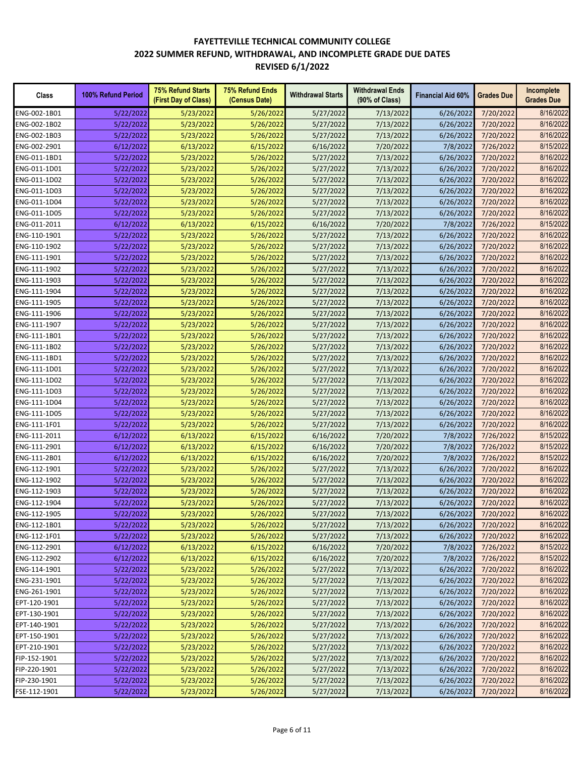# FAYETTEVILLE TECHNICAL COMMUNITY COLLEGE
## 2022 SUMMER REFUND, WITHDRAWAL, AND INCOMPLETE GRADE DUE DATES
### REVISED 6/1/2022

| Class | 100% Refund Period | 75% Refund Starts (First Day of Class) | 75% Refund Ends (Census Date) | Withdrawal Starts | Withdrawal Ends (90% of Class) | Financial Aid 60% | Grades Due | Incomplete Grades Due |
|---|---|---|---|---|---|---|---|---|
| ENG-002-1B01 | 5/22/2022 | 5/23/2022 | 5/26/2022 | 5/27/2022 | 7/13/2022 | 6/26/2022 | 7/20/2022 | 8/16/2022 |
| ENG-002-1B02 | 5/22/2022 | 5/23/2022 | 5/26/2022 | 5/27/2022 | 7/13/2022 | 6/26/2022 | 7/20/2022 | 8/16/2022 |
| ENG-002-1B03 | 5/22/2022 | 5/23/2022 | 5/26/2022 | 5/27/2022 | 7/13/2022 | 6/26/2022 | 7/20/2022 | 8/16/2022 |
| ENG-002-2901 | 6/12/2022 | 6/13/2022 | 6/15/2022 | 6/16/2022 | 7/20/2022 | 7/8/2022 | 7/26/2022 | 8/15/2022 |
| ENG-011-1BD1 | 5/22/2022 | 5/23/2022 | 5/26/2022 | 5/27/2022 | 7/13/2022 | 6/26/2022 | 7/20/2022 | 8/16/2022 |
| ENG-011-1D01 | 5/22/2022 | 5/23/2022 | 5/26/2022 | 5/27/2022 | 7/13/2022 | 6/26/2022 | 7/20/2022 | 8/16/2022 |
| ENG-011-1D02 | 5/22/2022 | 5/23/2022 | 5/26/2022 | 5/27/2022 | 7/13/2022 | 6/26/2022 | 7/20/2022 | 8/16/2022 |
| ENG-011-1D03 | 5/22/2022 | 5/23/2022 | 5/26/2022 | 5/27/2022 | 7/13/2022 | 6/26/2022 | 7/20/2022 | 8/16/2022 |
| ENG-011-1D04 | 5/22/2022 | 5/23/2022 | 5/26/2022 | 5/27/2022 | 7/13/2022 | 6/26/2022 | 7/20/2022 | 8/16/2022 |
| ENG-011-1D05 | 5/22/2022 | 5/23/2022 | 5/26/2022 | 5/27/2022 | 7/13/2022 | 6/26/2022 | 7/20/2022 | 8/16/2022 |
| ENG-011-2011 | 6/12/2022 | 6/13/2022 | 6/15/2022 | 6/16/2022 | 7/20/2022 | 7/8/2022 | 7/26/2022 | 8/15/2022 |
| ENG-110-1901 | 5/22/2022 | 5/23/2022 | 5/26/2022 | 5/27/2022 | 7/13/2022 | 6/26/2022 | 7/20/2022 | 8/16/2022 |
| ENG-110-1902 | 5/22/2022 | 5/23/2022 | 5/26/2022 | 5/27/2022 | 7/13/2022 | 6/26/2022 | 7/20/2022 | 8/16/2022 |
| ENG-111-1901 | 5/22/2022 | 5/23/2022 | 5/26/2022 | 5/27/2022 | 7/13/2022 | 6/26/2022 | 7/20/2022 | 8/16/2022 |
| ENG-111-1902 | 5/22/2022 | 5/23/2022 | 5/26/2022 | 5/27/2022 | 7/13/2022 | 6/26/2022 | 7/20/2022 | 8/16/2022 |
| ENG-111-1903 | 5/22/2022 | 5/23/2022 | 5/26/2022 | 5/27/2022 | 7/13/2022 | 6/26/2022 | 7/20/2022 | 8/16/2022 |
| ENG-111-1904 | 5/22/2022 | 5/23/2022 | 5/26/2022 | 5/27/2022 | 7/13/2022 | 6/26/2022 | 7/20/2022 | 8/16/2022 |
| ENG-111-1905 | 5/22/2022 | 5/23/2022 | 5/26/2022 | 5/27/2022 | 7/13/2022 | 6/26/2022 | 7/20/2022 | 8/16/2022 |
| ENG-111-1906 | 5/22/2022 | 5/23/2022 | 5/26/2022 | 5/27/2022 | 7/13/2022 | 6/26/2022 | 7/20/2022 | 8/16/2022 |
| ENG-111-1907 | 5/22/2022 | 5/23/2022 | 5/26/2022 | 5/27/2022 | 7/13/2022 | 6/26/2022 | 7/20/2022 | 8/16/2022 |
| ENG-111-1B01 | 5/22/2022 | 5/23/2022 | 5/26/2022 | 5/27/2022 | 7/13/2022 | 6/26/2022 | 7/20/2022 | 8/16/2022 |
| ENG-111-1B02 | 5/22/2022 | 5/23/2022 | 5/26/2022 | 5/27/2022 | 7/13/2022 | 6/26/2022 | 7/20/2022 | 8/16/2022 |
| ENG-111-1BD1 | 5/22/2022 | 5/23/2022 | 5/26/2022 | 5/27/2022 | 7/13/2022 | 6/26/2022 | 7/20/2022 | 8/16/2022 |
| ENG-111-1D01 | 5/22/2022 | 5/23/2022 | 5/26/2022 | 5/27/2022 | 7/13/2022 | 6/26/2022 | 7/20/2022 | 8/16/2022 |
| ENG-111-1D02 | 5/22/2022 | 5/23/2022 | 5/26/2022 | 5/27/2022 | 7/13/2022 | 6/26/2022 | 7/20/2022 | 8/16/2022 |
| ENG-111-1D03 | 5/22/2022 | 5/23/2022 | 5/26/2022 | 5/27/2022 | 7/13/2022 | 6/26/2022 | 7/20/2022 | 8/16/2022 |
| ENG-111-1D04 | 5/22/2022 | 5/23/2022 | 5/26/2022 | 5/27/2022 | 7/13/2022 | 6/26/2022 | 7/20/2022 | 8/16/2022 |
| ENG-111-1D05 | 5/22/2022 | 5/23/2022 | 5/26/2022 | 5/27/2022 | 7/13/2022 | 6/26/2022 | 7/20/2022 | 8/16/2022 |
| ENG-111-1F01 | 5/22/2022 | 5/23/2022 | 5/26/2022 | 5/27/2022 | 7/13/2022 | 6/26/2022 | 7/20/2022 | 8/16/2022 |
| ENG-111-2011 | 6/12/2022 | 6/13/2022 | 6/15/2022 | 6/16/2022 | 7/20/2022 | 7/8/2022 | 7/26/2022 | 8/15/2022 |
| ENG-111-2901 | 6/12/2022 | 6/13/2022 | 6/15/2022 | 6/16/2022 | 7/20/2022 | 7/8/2022 | 7/26/2022 | 8/15/2022 |
| ENG-111-2B01 | 6/12/2022 | 6/13/2022 | 6/15/2022 | 6/16/2022 | 7/20/2022 | 7/8/2022 | 7/26/2022 | 8/15/2022 |
| ENG-112-1901 | 5/22/2022 | 5/23/2022 | 5/26/2022 | 5/27/2022 | 7/13/2022 | 6/26/2022 | 7/20/2022 | 8/16/2022 |
| ENG-112-1902 | 5/22/2022 | 5/23/2022 | 5/26/2022 | 5/27/2022 | 7/13/2022 | 6/26/2022 | 7/20/2022 | 8/16/2022 |
| ENG-112-1903 | 5/22/2022 | 5/23/2022 | 5/26/2022 | 5/27/2022 | 7/13/2022 | 6/26/2022 | 7/20/2022 | 8/16/2022 |
| ENG-112-1904 | 5/22/2022 | 5/23/2022 | 5/26/2022 | 5/27/2022 | 7/13/2022 | 6/26/2022 | 7/20/2022 | 8/16/2022 |
| ENG-112-1905 | 5/22/2022 | 5/23/2022 | 5/26/2022 | 5/27/2022 | 7/13/2022 | 6/26/2022 | 7/20/2022 | 8/16/2022 |
| ENG-112-1B01 | 5/22/2022 | 5/23/2022 | 5/26/2022 | 5/27/2022 | 7/13/2022 | 6/26/2022 | 7/20/2022 | 8/16/2022 |
| ENG-112-1F01 | 5/22/2022 | 5/23/2022 | 5/26/2022 | 5/27/2022 | 7/13/2022 | 6/26/2022 | 7/20/2022 | 8/16/2022 |
| ENG-112-2901 | 6/12/2022 | 6/13/2022 | 6/15/2022 | 6/16/2022 | 7/20/2022 | 7/8/2022 | 7/26/2022 | 8/15/2022 |
| ENG-112-2902 | 6/12/2022 | 6/13/2022 | 6/15/2022 | 6/16/2022 | 7/20/2022 | 7/8/2022 | 7/26/2022 | 8/15/2022 |
| ENG-114-1901 | 5/22/2022 | 5/23/2022 | 5/26/2022 | 5/27/2022 | 7/13/2022 | 6/26/2022 | 7/20/2022 | 8/16/2022 |
| ENG-231-1901 | 5/22/2022 | 5/23/2022 | 5/26/2022 | 5/27/2022 | 7/13/2022 | 6/26/2022 | 7/20/2022 | 8/16/2022 |
| ENG-261-1901 | 5/22/2022 | 5/23/2022 | 5/26/2022 | 5/27/2022 | 7/13/2022 | 6/26/2022 | 7/20/2022 | 8/16/2022 |
| EPT-120-1901 | 5/22/2022 | 5/23/2022 | 5/26/2022 | 5/27/2022 | 7/13/2022 | 6/26/2022 | 7/20/2022 | 8/16/2022 |
| EPT-130-1901 | 5/22/2022 | 5/23/2022 | 5/26/2022 | 5/27/2022 | 7/13/2022 | 6/26/2022 | 7/20/2022 | 8/16/2022 |
| EPT-140-1901 | 5/22/2022 | 5/23/2022 | 5/26/2022 | 5/27/2022 | 7/13/2022 | 6/26/2022 | 7/20/2022 | 8/16/2022 |
| EPT-150-1901 | 5/22/2022 | 5/23/2022 | 5/26/2022 | 5/27/2022 | 7/13/2022 | 6/26/2022 | 7/20/2022 | 8/16/2022 |
| EPT-210-1901 | 5/22/2022 | 5/23/2022 | 5/26/2022 | 5/27/2022 | 7/13/2022 | 6/26/2022 | 7/20/2022 | 8/16/2022 |
| FIP-152-1901 | 5/22/2022 | 5/23/2022 | 5/26/2022 | 5/27/2022 | 7/13/2022 | 6/26/2022 | 7/20/2022 | 8/16/2022 |
| FIP-220-1901 | 5/22/2022 | 5/23/2022 | 5/26/2022 | 5/27/2022 | 7/13/2022 | 6/26/2022 | 7/20/2022 | 8/16/2022 |
| FIP-230-1901 | 5/22/2022 | 5/23/2022 | 5/26/2022 | 5/27/2022 | 7/13/2022 | 6/26/2022 | 7/20/2022 | 8/16/2022 |
| FSE-112-1901 | 5/22/2022 | 5/23/2022 | 5/26/2022 | 5/27/2022 | 7/13/2022 | 6/26/2022 | 7/20/2022 | 8/16/2022 |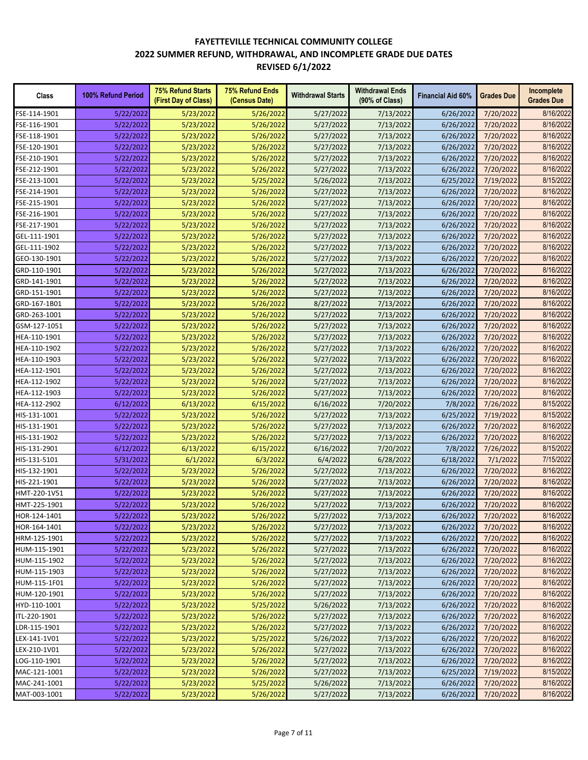# FAYETTEVILLE TECHNICAL COMMUNITY COLLEGE
# 2022 SUMMER REFUND, WITHDRAWAL, AND INCOMPLETE GRADE DUE DATES
# REVISED 6/1/2022

| Class | 100% Refund Period | 75% Refund Starts (First Day of Class) | 75% Refund Ends (Census Date) | Withdrawal Starts | Withdrawal Ends (90% of Class) | Financial Aid 60% | Grades Due | Incomplete Grades Due |
|---|---|---|---|---|---|---|---|---|
| FSE-114-1901 | 5/22/2022 | 5/23/2022 | 5/26/2022 | 5/27/2022 | 7/13/2022 | 6/26/2022 | 7/20/2022 | 8/16/2022 |
| FSE-116-1901 | 5/22/2022 | 5/23/2022 | 5/26/2022 | 5/27/2022 | 7/13/2022 | 6/26/2022 | 7/20/2022 | 8/16/2022 |
| FSE-118-1901 | 5/22/2022 | 5/23/2022 | 5/26/2022 | 5/27/2022 | 7/13/2022 | 6/26/2022 | 7/20/2022 | 8/16/2022 |
| FSE-120-1901 | 5/22/2022 | 5/23/2022 | 5/26/2022 | 5/27/2022 | 7/13/2022 | 6/26/2022 | 7/20/2022 | 8/16/2022 |
| FSE-210-1901 | 5/22/2022 | 5/23/2022 | 5/26/2022 | 5/27/2022 | 7/13/2022 | 6/26/2022 | 7/20/2022 | 8/16/2022 |
| FSE-212-1901 | 5/22/2022 | 5/23/2022 | 5/26/2022 | 5/27/2022 | 7/13/2022 | 6/26/2022 | 7/20/2022 | 8/16/2022 |
| FSE-213-1001 | 5/22/2022 | 5/23/2022 | 5/25/2022 | 5/26/2022 | 7/13/2022 | 6/25/2022 | 7/19/2022 | 8/15/2022 |
| FSE-214-1901 | 5/22/2022 | 5/23/2022 | 5/26/2022 | 5/27/2022 | 7/13/2022 | 6/26/2022 | 7/20/2022 | 8/16/2022 |
| FSE-215-1901 | 5/22/2022 | 5/23/2022 | 5/26/2022 | 5/27/2022 | 7/13/2022 | 6/26/2022 | 7/20/2022 | 8/16/2022 |
| FSE-216-1901 | 5/22/2022 | 5/23/2022 | 5/26/2022 | 5/27/2022 | 7/13/2022 | 6/26/2022 | 7/20/2022 | 8/16/2022 |
| FSE-217-1901 | 5/22/2022 | 5/23/2022 | 5/26/2022 | 5/27/2022 | 7/13/2022 | 6/26/2022 | 7/20/2022 | 8/16/2022 |
| GEL-111-1901 | 5/22/2022 | 5/23/2022 | 5/26/2022 | 5/27/2022 | 7/13/2022 | 6/26/2022 | 7/20/2022 | 8/16/2022 |
| GEL-111-1902 | 5/22/2022 | 5/23/2022 | 5/26/2022 | 5/27/2022 | 7/13/2022 | 6/26/2022 | 7/20/2022 | 8/16/2022 |
| GEO-130-1901 | 5/22/2022 | 5/23/2022 | 5/26/2022 | 5/27/2022 | 7/13/2022 | 6/26/2022 | 7/20/2022 | 8/16/2022 |
| GRD-110-1901 | 5/22/2022 | 5/23/2022 | 5/26/2022 | 5/27/2022 | 7/13/2022 | 6/26/2022 | 7/20/2022 | 8/16/2022 |
| GRD-141-1901 | 5/22/2022 | 5/23/2022 | 5/26/2022 | 5/27/2022 | 7/13/2022 | 6/26/2022 | 7/20/2022 | 8/16/2022 |
| GRD-151-1901 | 5/22/2022 | 5/23/2022 | 5/26/2022 | 5/27/2022 | 7/13/2022 | 6/26/2022 | 7/20/2022 | 8/16/2022 |
| GRD-167-1B01 | 5/22/2022 | 5/23/2022 | 5/26/2022 | 8/27/2022 | 7/13/2022 | 6/26/2022 | 7/20/2022 | 8/16/2022 |
| GRD-263-1001 | 5/22/2022 | 5/23/2022 | 5/26/2022 | 5/27/2022 | 7/13/2022 | 6/26/2022 | 7/20/2022 | 8/16/2022 |
| GSM-127-1051 | 5/22/2022 | 5/23/2022 | 5/26/2022 | 5/27/2022 | 7/13/2022 | 6/26/2022 | 7/20/2022 | 8/16/2022 |
| HEA-110-1901 | 5/22/2022 | 5/23/2022 | 5/26/2022 | 5/27/2022 | 7/13/2022 | 6/26/2022 | 7/20/2022 | 8/16/2022 |
| HEA-110-1902 | 5/22/2022 | 5/23/2022 | 5/26/2022 | 5/27/2022 | 7/13/2022 | 6/26/2022 | 7/20/2022 | 8/16/2022 |
| HEA-110-1903 | 5/22/2022 | 5/23/2022 | 5/26/2022 | 5/27/2022 | 7/13/2022 | 6/26/2022 | 7/20/2022 | 8/16/2022 |
| HEA-112-1901 | 5/22/2022 | 5/23/2022 | 5/26/2022 | 5/27/2022 | 7/13/2022 | 6/26/2022 | 7/20/2022 | 8/16/2022 |
| HEA-112-1902 | 5/22/2022 | 5/23/2022 | 5/26/2022 | 5/27/2022 | 7/13/2022 | 6/26/2022 | 7/20/2022 | 8/16/2022 |
| HEA-112-1903 | 5/22/2022 | 5/23/2022 | 5/26/2022 | 5/27/2022 | 7/13/2022 | 6/26/2022 | 7/20/2022 | 8/16/2022 |
| HEA-112-2902 | 6/12/2022 | 6/13/2022 | 6/15/2022 | 6/16/2022 | 7/20/2022 | 7/8/2022 | 7/26/2022 | 8/15/2022 |
| HIS-131-1001 | 5/22/2022 | 5/23/2022 | 5/26/2022 | 5/27/2022 | 7/13/2022 | 6/25/2022 | 7/19/2022 | 8/15/2022 |
| HIS-131-1901 | 5/22/2022 | 5/23/2022 | 5/26/2022 | 5/27/2022 | 7/13/2022 | 6/26/2022 | 7/20/2022 | 8/16/2022 |
| HIS-131-1902 | 5/22/2022 | 5/23/2022 | 5/26/2022 | 5/27/2022 | 7/13/2022 | 6/26/2022 | 7/20/2022 | 8/16/2022 |
| HIS-131-2901 | 6/12/2022 | 6/13/2022 | 6/15/2022 | 6/16/2022 | 7/20/2022 | 7/8/2022 | 7/26/2022 | 8/15/2022 |
| HIS-131-5101 | 5/31/2022 | 6/1/2022 | 6/3/2022 | 6/4/2022 | 6/28/2022 | 6/18/2022 | 7/1/2022 | 7/15/2022 |
| HIS-132-1901 | 5/22/2022 | 5/23/2022 | 5/26/2022 | 5/27/2022 | 7/13/2022 | 6/26/2022 | 7/20/2022 | 8/16/2022 |
| HIS-221-1901 | 5/22/2022 | 5/23/2022 | 5/26/2022 | 5/27/2022 | 7/13/2022 | 6/26/2022 | 7/20/2022 | 8/16/2022 |
| HMT-220-1V51 | 5/22/2022 | 5/23/2022 | 5/26/2022 | 5/27/2022 | 7/13/2022 | 6/26/2022 | 7/20/2022 | 8/16/2022 |
| HMT-225-1901 | 5/22/2022 | 5/23/2022 | 5/26/2022 | 5/27/2022 | 7/13/2022 | 6/26/2022 | 7/20/2022 | 8/16/2022 |
| HOR-124-1401 | 5/22/2022 | 5/23/2022 | 5/26/2022 | 5/27/2022 | 7/13/2022 | 6/26/2022 | 7/20/2022 | 8/16/2022 |
| HOR-164-1401 | 5/22/2022 | 5/23/2022 | 5/26/2022 | 5/27/2022 | 7/13/2022 | 6/26/2022 | 7/20/2022 | 8/16/2022 |
| HRM-125-1901 | 5/22/2022 | 5/23/2022 | 5/26/2022 | 5/27/2022 | 7/13/2022 | 6/26/2022 | 7/20/2022 | 8/16/2022 |
| HUM-115-1901 | 5/22/2022 | 5/23/2022 | 5/26/2022 | 5/27/2022 | 7/13/2022 | 6/26/2022 | 7/20/2022 | 8/16/2022 |
| HUM-115-1902 | 5/22/2022 | 5/23/2022 | 5/26/2022 | 5/27/2022 | 7/13/2022 | 6/26/2022 | 7/20/2022 | 8/16/2022 |
| HUM-115-1903 | 5/22/2022 | 5/23/2022 | 5/26/2022 | 5/27/2022 | 7/13/2022 | 6/26/2022 | 7/20/2022 | 8/16/2022 |
| HUM-115-1F01 | 5/22/2022 | 5/23/2022 | 5/26/2022 | 5/27/2022 | 7/13/2022 | 6/26/2022 | 7/20/2022 | 8/16/2022 |
| HUM-120-1901 | 5/22/2022 | 5/23/2022 | 5/26/2022 | 5/27/2022 | 7/13/2022 | 6/26/2022 | 7/20/2022 | 8/16/2022 |
| HYD-110-1001 | 5/22/2022 | 5/23/2022 | 5/25/2022 | 5/26/2022 | 7/13/2022 | 6/26/2022 | 7/20/2022 | 8/16/2022 |
| ITL-220-1901 | 5/22/2022 | 5/23/2022 | 5/26/2022 | 5/27/2022 | 7/13/2022 | 6/26/2022 | 7/20/2022 | 8/16/2022 |
| LDR-115-1901 | 5/22/2022 | 5/23/2022 | 5/26/2022 | 5/27/2022 | 7/13/2022 | 6/26/2022 | 7/20/2022 | 8/16/2022 |
| LEX-141-1V01 | 5/22/2022 | 5/23/2022 | 5/25/2022 | 5/26/2022 | 7/13/2022 | 6/26/2022 | 7/20/2022 | 8/16/2022 |
| LEX-210-1V01 | 5/22/2022 | 5/23/2022 | 5/26/2022 | 5/27/2022 | 7/13/2022 | 6/26/2022 | 7/20/2022 | 8/16/2022 |
| LOG-110-1901 | 5/22/2022 | 5/23/2022 | 5/26/2022 | 5/27/2022 | 7/13/2022 | 6/26/2022 | 7/20/2022 | 8/16/2022 |
| MAC-121-1001 | 5/22/2022 | 5/23/2022 | 5/26/2022 | 5/27/2022 | 7/13/2022 | 6/25/2022 | 7/19/2022 | 8/15/2022 |
| MAC-241-1001 | 5/22/2022 | 5/23/2022 | 5/25/2022 | 5/26/2022 | 7/13/2022 | 6/26/2022 | 7/20/2022 | 8/16/2022 |
| MAT-003-1001 | 5/22/2022 | 5/23/2022 | 5/26/2022 | 5/27/2022 | 7/13/2022 | 6/26/2022 | 7/20/2022 | 8/16/2022 |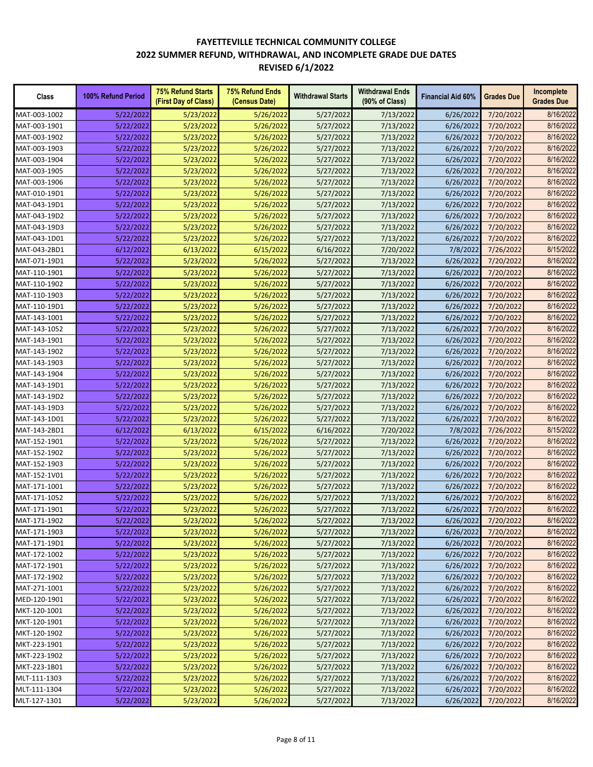# FAYETTEVILLE TECHNICAL COMMUNITY COLLEGE
## 2022 SUMMER REFUND, WITHDRAWAL, AND INCOMPLETE GRADE DUE DATES
### REVISED 6/1/2022

| Class | 100% Refund Period | 75% Refund Starts (First Day of Class) | 75% Refund Ends (Census Date) | Withdrawal Starts | Withdrawal Ends (90% of Class) | Financial Aid 60% | Grades Due | Incomplete Grades Due |
|---|---|---|---|---|---|---|---|---|
| MAT-003-1002 | 5/22/2022 | 5/23/2022 | 5/26/2022 | 5/27/2022 | 7/13/2022 | 6/26/2022 | 7/20/2022 | 8/16/2022 |
| MAT-003-1901 | 5/22/2022 | 5/23/2022 | 5/26/2022 | 5/27/2022 | 7/13/2022 | 6/26/2022 | 7/20/2022 | 8/16/2022 |
| MAT-003-1902 | 5/22/2022 | 5/23/2022 | 5/26/2022 | 5/27/2022 | 7/13/2022 | 6/26/2022 | 7/20/2022 | 8/16/2022 |
| MAT-003-1903 | 5/22/2022 | 5/23/2022 | 5/26/2022 | 5/27/2022 | 7/13/2022 | 6/26/2022 | 7/20/2022 | 8/16/2022 |
| MAT-003-1904 | 5/22/2022 | 5/23/2022 | 5/26/2022 | 5/27/2022 | 7/13/2022 | 6/26/2022 | 7/20/2022 | 8/16/2022 |
| MAT-003-1905 | 5/22/2022 | 5/23/2022 | 5/26/2022 | 5/27/2022 | 7/13/2022 | 6/26/2022 | 7/20/2022 | 8/16/2022 |
| MAT-003-1906 | 5/22/2022 | 5/23/2022 | 5/26/2022 | 5/27/2022 | 7/13/2022 | 6/26/2022 | 7/20/2022 | 8/16/2022 |
| MAT-010-19D1 | 5/22/2022 | 5/23/2022 | 5/26/2022 | 5/27/2022 | 7/13/2022 | 6/26/2022 | 7/20/2022 | 8/16/2022 |
| MAT-043-19D1 | 5/22/2022 | 5/23/2022 | 5/26/2022 | 5/27/2022 | 7/13/2022 | 6/26/2022 | 7/20/2022 | 8/16/2022 |
| MAT-043-19D2 | 5/22/2022 | 5/23/2022 | 5/26/2022 | 5/27/2022 | 7/13/2022 | 6/26/2022 | 7/20/2022 | 8/16/2022 |
| MAT-043-19D3 | 5/22/2022 | 5/23/2022 | 5/26/2022 | 5/27/2022 | 7/13/2022 | 6/26/2022 | 7/20/2022 | 8/16/2022 |
| MAT-043-1D01 | 5/22/2022 | 5/23/2022 | 5/26/2022 | 5/27/2022 | 7/13/2022 | 6/26/2022 | 7/20/2022 | 8/16/2022 |
| MAT-043-2BD1 | 6/12/2022 | 6/13/2022 | 6/15/2022 | 6/16/2022 | 7/20/2022 | 7/8/2022 | 7/26/2022 | 8/15/2022 |
| MAT-071-19D1 | 5/22/2022 | 5/23/2022 | 5/26/2022 | 5/27/2022 | 7/13/2022 | 6/26/2022 | 7/20/2022 | 8/16/2022 |
| MAT-110-1901 | 5/22/2022 | 5/23/2022 | 5/26/2022 | 5/27/2022 | 7/13/2022 | 6/26/2022 | 7/20/2022 | 8/16/2022 |
| MAT-110-1902 | 5/22/2022 | 5/23/2022 | 5/26/2022 | 5/27/2022 | 7/13/2022 | 6/26/2022 | 7/20/2022 | 8/16/2022 |
| MAT-110-1903 | 5/22/2022 | 5/23/2022 | 5/26/2022 | 5/27/2022 | 7/13/2022 | 6/26/2022 | 7/20/2022 | 8/16/2022 |
| MAT-110-19D1 | 5/22/2022 | 5/23/2022 | 5/26/2022 | 5/27/2022 | 7/13/2022 | 6/26/2022 | 7/20/2022 | 8/16/2022 |
| MAT-143-1001 | 5/22/2022 | 5/23/2022 | 5/26/2022 | 5/27/2022 | 7/13/2022 | 6/26/2022 | 7/20/2022 | 8/16/2022 |
| MAT-143-1052 | 5/22/2022 | 5/23/2022 | 5/26/2022 | 5/27/2022 | 7/13/2022 | 6/26/2022 | 7/20/2022 | 8/16/2022 |
| MAT-143-1901 | 5/22/2022 | 5/23/2022 | 5/26/2022 | 5/27/2022 | 7/13/2022 | 6/26/2022 | 7/20/2022 | 8/16/2022 |
| MAT-143-1902 | 5/22/2022 | 5/23/2022 | 5/26/2022 | 5/27/2022 | 7/13/2022 | 6/26/2022 | 7/20/2022 | 8/16/2022 |
| MAT-143-1903 | 5/22/2022 | 5/23/2022 | 5/26/2022 | 5/27/2022 | 7/13/2022 | 6/26/2022 | 7/20/2022 | 8/16/2022 |
| MAT-143-1904 | 5/22/2022 | 5/23/2022 | 5/26/2022 | 5/27/2022 | 7/13/2022 | 6/26/2022 | 7/20/2022 | 8/16/2022 |
| MAT-143-19D1 | 5/22/2022 | 5/23/2022 | 5/26/2022 | 5/27/2022 | 7/13/2022 | 6/26/2022 | 7/20/2022 | 8/16/2022 |
| MAT-143-19D2 | 5/22/2022 | 5/23/2022 | 5/26/2022 | 5/27/2022 | 7/13/2022 | 6/26/2022 | 7/20/2022 | 8/16/2022 |
| MAT-143-19D3 | 5/22/2022 | 5/23/2022 | 5/26/2022 | 5/27/2022 | 7/13/2022 | 6/26/2022 | 7/20/2022 | 8/16/2022 |
| MAT-143-1D01 | 5/22/2022 | 5/23/2022 | 5/26/2022 | 5/27/2022 | 7/13/2022 | 6/26/2022 | 7/20/2022 | 8/16/2022 |
| MAT-143-2BD1 | 6/12/2022 | 6/13/2022 | 6/15/2022 | 6/16/2022 | 7/20/2022 | 7/8/2022 | 7/26/2022 | 8/15/2022 |
| MAT-152-1901 | 5/22/2022 | 5/23/2022 | 5/26/2022 | 5/27/2022 | 7/13/2022 | 6/26/2022 | 7/20/2022 | 8/16/2022 |
| MAT-152-1902 | 5/22/2022 | 5/23/2022 | 5/26/2022 | 5/27/2022 | 7/13/2022 | 6/26/2022 | 7/20/2022 | 8/16/2022 |
| MAT-152-1903 | 5/22/2022 | 5/23/2022 | 5/26/2022 | 5/27/2022 | 7/13/2022 | 6/26/2022 | 7/20/2022 | 8/16/2022 |
| MAT-152-1V01 | 5/22/2022 | 5/23/2022 | 5/26/2022 | 5/27/2022 | 7/13/2022 | 6/26/2022 | 7/20/2022 | 8/16/2022 |
| MAT-171-1001 | 5/22/2022 | 5/23/2022 | 5/26/2022 | 5/27/2022 | 7/13/2022 | 6/26/2022 | 7/20/2022 | 8/16/2022 |
| MAT-171-1052 | 5/22/2022 | 5/23/2022 | 5/26/2022 | 5/27/2022 | 7/13/2022 | 6/26/2022 | 7/20/2022 | 8/16/2022 |
| MAT-171-1901 | 5/22/2022 | 5/23/2022 | 5/26/2022 | 5/27/2022 | 7/13/2022 | 6/26/2022 | 7/20/2022 | 8/16/2022 |
| MAT-171-1902 | 5/22/2022 | 5/23/2022 | 5/26/2022 | 5/27/2022 | 7/13/2022 | 6/26/2022 | 7/20/2022 | 8/16/2022 |
| MAT-171-1903 | 5/22/2022 | 5/23/2022 | 5/26/2022 | 5/27/2022 | 7/13/2022 | 6/26/2022 | 7/20/2022 | 8/16/2022 |
| MAT-171-19D1 | 5/22/2022 | 5/23/2022 | 5/26/2022 | 5/27/2022 | 7/13/2022 | 6/26/2022 | 7/20/2022 | 8/16/2022 |
| MAT-172-1002 | 5/22/2022 | 5/23/2022 | 5/26/2022 | 5/27/2022 | 7/13/2022 | 6/26/2022 | 7/20/2022 | 8/16/2022 |
| MAT-172-1901 | 5/22/2022 | 5/23/2022 | 5/26/2022 | 5/27/2022 | 7/13/2022 | 6/26/2022 | 7/20/2022 | 8/16/2022 |
| MAT-172-1902 | 5/22/2022 | 5/23/2022 | 5/26/2022 | 5/27/2022 | 7/13/2022 | 6/26/2022 | 7/20/2022 | 8/16/2022 |
| MAT-271-1001 | 5/22/2022 | 5/23/2022 | 5/26/2022 | 5/27/2022 | 7/13/2022 | 6/26/2022 | 7/20/2022 | 8/16/2022 |
| MED-120-1901 | 5/22/2022 | 5/23/2022 | 5/26/2022 | 5/27/2022 | 7/13/2022 | 6/26/2022 | 7/20/2022 | 8/16/2022 |
| MKT-120-1001 | 5/22/2022 | 5/23/2022 | 5/26/2022 | 5/27/2022 | 7/13/2022 | 6/26/2022 | 7/20/2022 | 8/16/2022 |
| MKT-120-1901 | 5/22/2022 | 5/23/2022 | 5/26/2022 | 5/27/2022 | 7/13/2022 | 6/26/2022 | 7/20/2022 | 8/16/2022 |
| MKT-120-1902 | 5/22/2022 | 5/23/2022 | 5/26/2022 | 5/27/2022 | 7/13/2022 | 6/26/2022 | 7/20/2022 | 8/16/2022 |
| MKT-223-1901 | 5/22/2022 | 5/23/2022 | 5/26/2022 | 5/27/2022 | 7/13/2022 | 6/26/2022 | 7/20/2022 | 8/16/2022 |
| MKT-223-1902 | 5/22/2022 | 5/23/2022 | 5/26/2022 | 5/27/2022 | 7/13/2022 | 6/26/2022 | 7/20/2022 | 8/16/2022 |
| MKT-223-1B01 | 5/22/2022 | 5/23/2022 | 5/26/2022 | 5/27/2022 | 7/13/2022 | 6/26/2022 | 7/20/2022 | 8/16/2022 |
| MLT-111-1303 | 5/22/2022 | 5/23/2022 | 5/26/2022 | 5/27/2022 | 7/13/2022 | 6/26/2022 | 7/20/2022 | 8/16/2022 |
| MLT-111-1304 | 5/22/2022 | 5/23/2022 | 5/26/2022 | 5/27/2022 | 7/13/2022 | 6/26/2022 | 7/20/2022 | 8/16/2022 |
| MLT-127-1301 | 5/22/2022 | 5/23/2022 | 5/26/2022 | 5/27/2022 | 7/13/2022 | 6/26/2022 | 7/20/2022 | 8/16/2022 |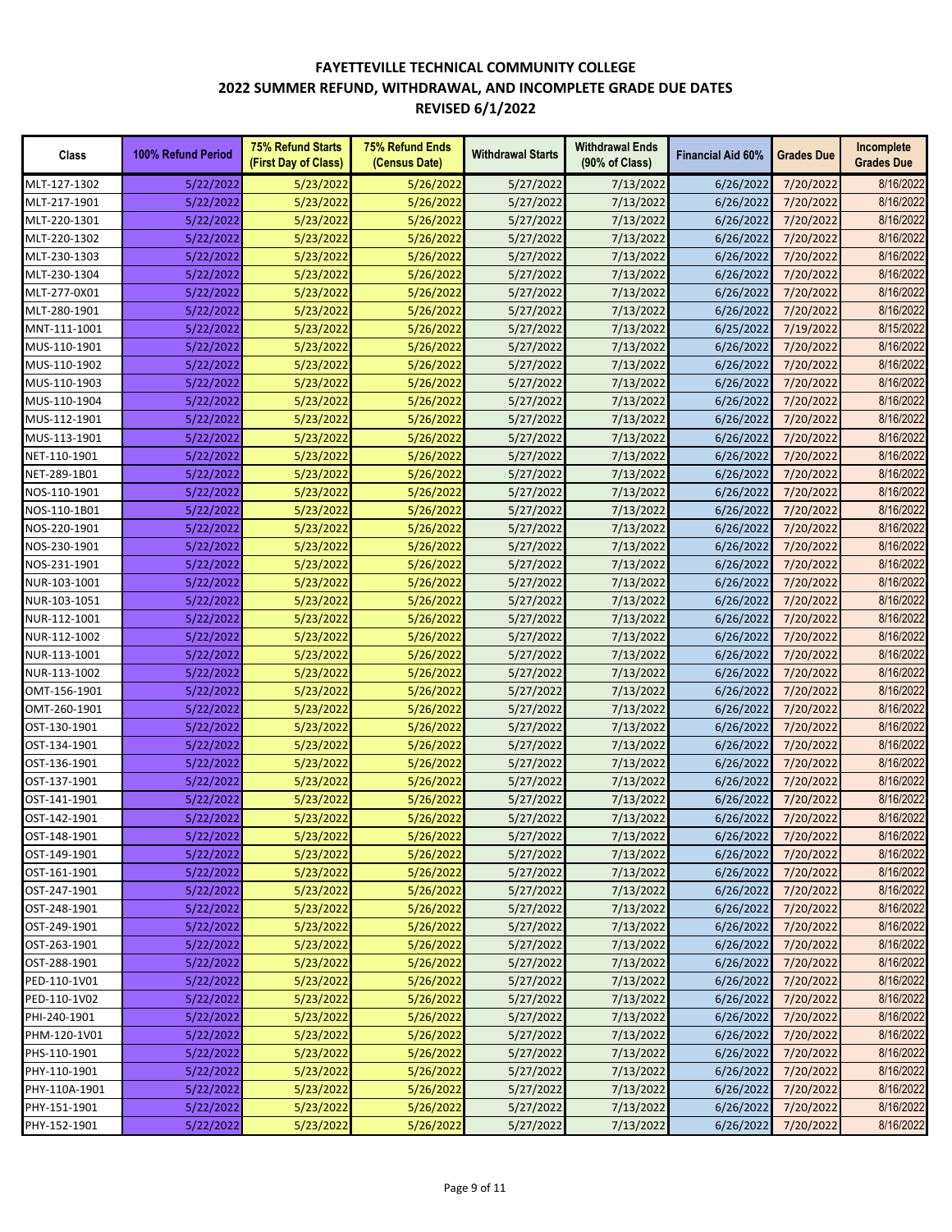# FAYETTEVILLE TECHNICAL COMMUNITY COLLEGE
## 2022 SUMMER REFUND, WITHDRAWAL, AND INCOMPLETE GRADE DUE DATES
### REVISED 6/1/2022

| Class | 100% Refund Period | 75% Refund Starts (First Day of Class) | 75% Refund Ends (Census Date) | Withdrawal Starts | Withdrawal Ends (90% of Class) | Financial Aid 60% | Grades Due | Incomplete Grades Due |
|---|---|---|---|---|---|---|---|---|
| MLT-127-1302 | 5/22/2022 | 5/23/2022 | 5/26/2022 | 5/27/2022 | 7/13/2022 | 6/26/2022 | 7/20/2022 | 8/16/2022 |
| MLT-217-1901 | 5/22/2022 | 5/23/2022 | 5/26/2022 | 5/27/2022 | 7/13/2022 | 6/26/2022 | 7/20/2022 | 8/16/2022 |
| MLT-220-1301 | 5/22/2022 | 5/23/2022 | 5/26/2022 | 5/27/2022 | 7/13/2022 | 6/26/2022 | 7/20/2022 | 8/16/2022 |
| MLT-220-1302 | 5/22/2022 | 5/23/2022 | 5/26/2022 | 5/27/2022 | 7/13/2022 | 6/26/2022 | 7/20/2022 | 8/16/2022 |
| MLT-230-1303 | 5/22/2022 | 5/23/2022 | 5/26/2022 | 5/27/2022 | 7/13/2022 | 6/26/2022 | 7/20/2022 | 8/16/2022 |
| MLT-230-1304 | 5/22/2022 | 5/23/2022 | 5/26/2022 | 5/27/2022 | 7/13/2022 | 6/26/2022 | 7/20/2022 | 8/16/2022 |
| MLT-277-0X01 | 5/22/2022 | 5/23/2022 | 5/26/2022 | 5/27/2022 | 7/13/2022 | 6/26/2022 | 7/20/2022 | 8/16/2022 |
| MLT-280-1901 | 5/22/2022 | 5/23/2022 | 5/26/2022 | 5/27/2022 | 7/13/2022 | 6/26/2022 | 7/20/2022 | 8/16/2022 |
| MNT-111-1001 | 5/22/2022 | 5/23/2022 | 5/26/2022 | 5/27/2022 | 7/13/2022 | 6/25/2022 | 7/19/2022 | 8/15/2022 |
| MUS-110-1901 | 5/22/2022 | 5/23/2022 | 5/26/2022 | 5/27/2022 | 7/13/2022 | 6/26/2022 | 7/20/2022 | 8/16/2022 |
| MUS-110-1902 | 5/22/2022 | 5/23/2022 | 5/26/2022 | 5/27/2022 | 7/13/2022 | 6/26/2022 | 7/20/2022 | 8/16/2022 |
| MUS-110-1903 | 5/22/2022 | 5/23/2022 | 5/26/2022 | 5/27/2022 | 7/13/2022 | 6/26/2022 | 7/20/2022 | 8/16/2022 |
| MUS-110-1904 | 5/22/2022 | 5/23/2022 | 5/26/2022 | 5/27/2022 | 7/13/2022 | 6/26/2022 | 7/20/2022 | 8/16/2022 |
| MUS-112-1901 | 5/22/2022 | 5/23/2022 | 5/26/2022 | 5/27/2022 | 7/13/2022 | 6/26/2022 | 7/20/2022 | 8/16/2022 |
| MUS-113-1901 | 5/22/2022 | 5/23/2022 | 5/26/2022 | 5/27/2022 | 7/13/2022 | 6/26/2022 | 7/20/2022 | 8/16/2022 |
| NET-110-1901 | 5/22/2022 | 5/23/2022 | 5/26/2022 | 5/27/2022 | 7/13/2022 | 6/26/2022 | 7/20/2022 | 8/16/2022 |
| NET-289-1B01 | 5/22/2022 | 5/23/2022 | 5/26/2022 | 5/27/2022 | 7/13/2022 | 6/26/2022 | 7/20/2022 | 8/16/2022 |
| NOS-110-1901 | 5/22/2022 | 5/23/2022 | 5/26/2022 | 5/27/2022 | 7/13/2022 | 6/26/2022 | 7/20/2022 | 8/16/2022 |
| NOS-110-1B01 | 5/22/2022 | 5/23/2022 | 5/26/2022 | 5/27/2022 | 7/13/2022 | 6/26/2022 | 7/20/2022 | 8/16/2022 |
| NOS-220-1901 | 5/22/2022 | 5/23/2022 | 5/26/2022 | 5/27/2022 | 7/13/2022 | 6/26/2022 | 7/20/2022 | 8/16/2022 |
| NOS-230-1901 | 5/22/2022 | 5/23/2022 | 5/26/2022 | 5/27/2022 | 7/13/2022 | 6/26/2022 | 7/20/2022 | 8/16/2022 |
| NOS-231-1901 | 5/22/2022 | 5/23/2022 | 5/26/2022 | 5/27/2022 | 7/13/2022 | 6/26/2022 | 7/20/2022 | 8/16/2022 |
| NUR-103-1001 | 5/22/2022 | 5/23/2022 | 5/26/2022 | 5/27/2022 | 7/13/2022 | 6/26/2022 | 7/20/2022 | 8/16/2022 |
| NUR-103-1051 | 5/22/2022 | 5/23/2022 | 5/26/2022 | 5/27/2022 | 7/13/2022 | 6/26/2022 | 7/20/2022 | 8/16/2022 |
| NUR-112-1001 | 5/22/2022 | 5/23/2022 | 5/26/2022 | 5/27/2022 | 7/13/2022 | 6/26/2022 | 7/20/2022 | 8/16/2022 |
| NUR-112-1002 | 5/22/2022 | 5/23/2022 | 5/26/2022 | 5/27/2022 | 7/13/2022 | 6/26/2022 | 7/20/2022 | 8/16/2022 |
| NUR-113-1001 | 5/22/2022 | 5/23/2022 | 5/26/2022 | 5/27/2022 | 7/13/2022 | 6/26/2022 | 7/20/2022 | 8/16/2022 |
| NUR-113-1002 | 5/22/2022 | 5/23/2022 | 5/26/2022 | 5/27/2022 | 7/13/2022 | 6/26/2022 | 7/20/2022 | 8/16/2022 |
| OMT-156-1901 | 5/22/2022 | 5/23/2022 | 5/26/2022 | 5/27/2022 | 7/13/2022 | 6/26/2022 | 7/20/2022 | 8/16/2022 |
| OMT-260-1901 | 5/22/2022 | 5/23/2022 | 5/26/2022 | 5/27/2022 | 7/13/2022 | 6/26/2022 | 7/20/2022 | 8/16/2022 |
| OST-130-1901 | 5/22/2022 | 5/23/2022 | 5/26/2022 | 5/27/2022 | 7/13/2022 | 6/26/2022 | 7/20/2022 | 8/16/2022 |
| OST-134-1901 | 5/22/2022 | 5/23/2022 | 5/26/2022 | 5/27/2022 | 7/13/2022 | 6/26/2022 | 7/20/2022 | 8/16/2022 |
| OST-136-1901 | 5/22/2022 | 5/23/2022 | 5/26/2022 | 5/27/2022 | 7/13/2022 | 6/26/2022 | 7/20/2022 | 8/16/2022 |
| OST-137-1901 | 5/22/2022 | 5/23/2022 | 5/26/2022 | 5/27/2022 | 7/13/2022 | 6/26/2022 | 7/20/2022 | 8/16/2022 |
| OST-141-1901 | 5/22/2022 | 5/23/2022 | 5/26/2022 | 5/27/2022 | 7/13/2022 | 6/26/2022 | 7/20/2022 | 8/16/2022 |
| OST-142-1901 | 5/22/2022 | 5/23/2022 | 5/26/2022 | 5/27/2022 | 7/13/2022 | 6/26/2022 | 7/20/2022 | 8/16/2022 |
| OST-148-1901 | 5/22/2022 | 5/23/2022 | 5/26/2022 | 5/27/2022 | 7/13/2022 | 6/26/2022 | 7/20/2022 | 8/16/2022 |
| OST-149-1901 | 5/22/2022 | 5/23/2022 | 5/26/2022 | 5/27/2022 | 7/13/2022 | 6/26/2022 | 7/20/2022 | 8/16/2022 |
| OST-161-1901 | 5/22/2022 | 5/23/2022 | 5/26/2022 | 5/27/2022 | 7/13/2022 | 6/26/2022 | 7/20/2022 | 8/16/2022 |
| OST-247-1901 | 5/22/2022 | 5/23/2022 | 5/26/2022 | 5/27/2022 | 7/13/2022 | 6/26/2022 | 7/20/2022 | 8/16/2022 |
| OST-248-1901 | 5/22/2022 | 5/23/2022 | 5/26/2022 | 5/27/2022 | 7/13/2022 | 6/26/2022 | 7/20/2022 | 8/16/2022 |
| OST-249-1901 | 5/22/2022 | 5/23/2022 | 5/26/2022 | 5/27/2022 | 7/13/2022 | 6/26/2022 | 7/20/2022 | 8/16/2022 |
| OST-263-1901 | 5/22/2022 | 5/23/2022 | 5/26/2022 | 5/27/2022 | 7/13/2022 | 6/26/2022 | 7/20/2022 | 8/16/2022 |
| OST-288-1901 | 5/22/2022 | 5/23/2022 | 5/26/2022 | 5/27/2022 | 7/13/2022 | 6/26/2022 | 7/20/2022 | 8/16/2022 |
| PED-110-1V01 | 5/22/2022 | 5/23/2022 | 5/26/2022 | 5/27/2022 | 7/13/2022 | 6/26/2022 | 7/20/2022 | 8/16/2022 |
| PED-110-1V02 | 5/22/2022 | 5/23/2022 | 5/26/2022 | 5/27/2022 | 7/13/2022 | 6/26/2022 | 7/20/2022 | 8/16/2022 |
| PHI-240-1901 | 5/22/2022 | 5/23/2022 | 5/26/2022 | 5/27/2022 | 7/13/2022 | 6/26/2022 | 7/20/2022 | 8/16/2022 |
| PHM-120-1V01 | 5/22/2022 | 5/23/2022 | 5/26/2022 | 5/27/2022 | 7/13/2022 | 6/26/2022 | 7/20/2022 | 8/16/2022 |
| PHS-110-1901 | 5/22/2022 | 5/23/2022 | 5/26/2022 | 5/27/2022 | 7/13/2022 | 6/26/2022 | 7/20/2022 | 8/16/2022 |
| PHY-110-1901 | 5/22/2022 | 5/23/2022 | 5/26/2022 | 5/27/2022 | 7/13/2022 | 6/26/2022 | 7/20/2022 | 8/16/2022 |
| PHY-110A-1901 | 5/22/2022 | 5/23/2022 | 5/26/2022 | 5/27/2022 | 7/13/2022 | 6/26/2022 | 7/20/2022 | 8/16/2022 |
| PHY-151-1901 | 5/22/2022 | 5/23/2022 | 5/26/2022 | 5/27/2022 | 7/13/2022 | 6/26/2022 | 7/20/2022 | 8/16/2022 |
| PHY-152-1901 | 5/22/2022 | 5/23/2022 | 5/26/2022 | 5/27/2022 | 7/13/2022 | 6/26/2022 | 7/20/2022 | 8/16/2022 |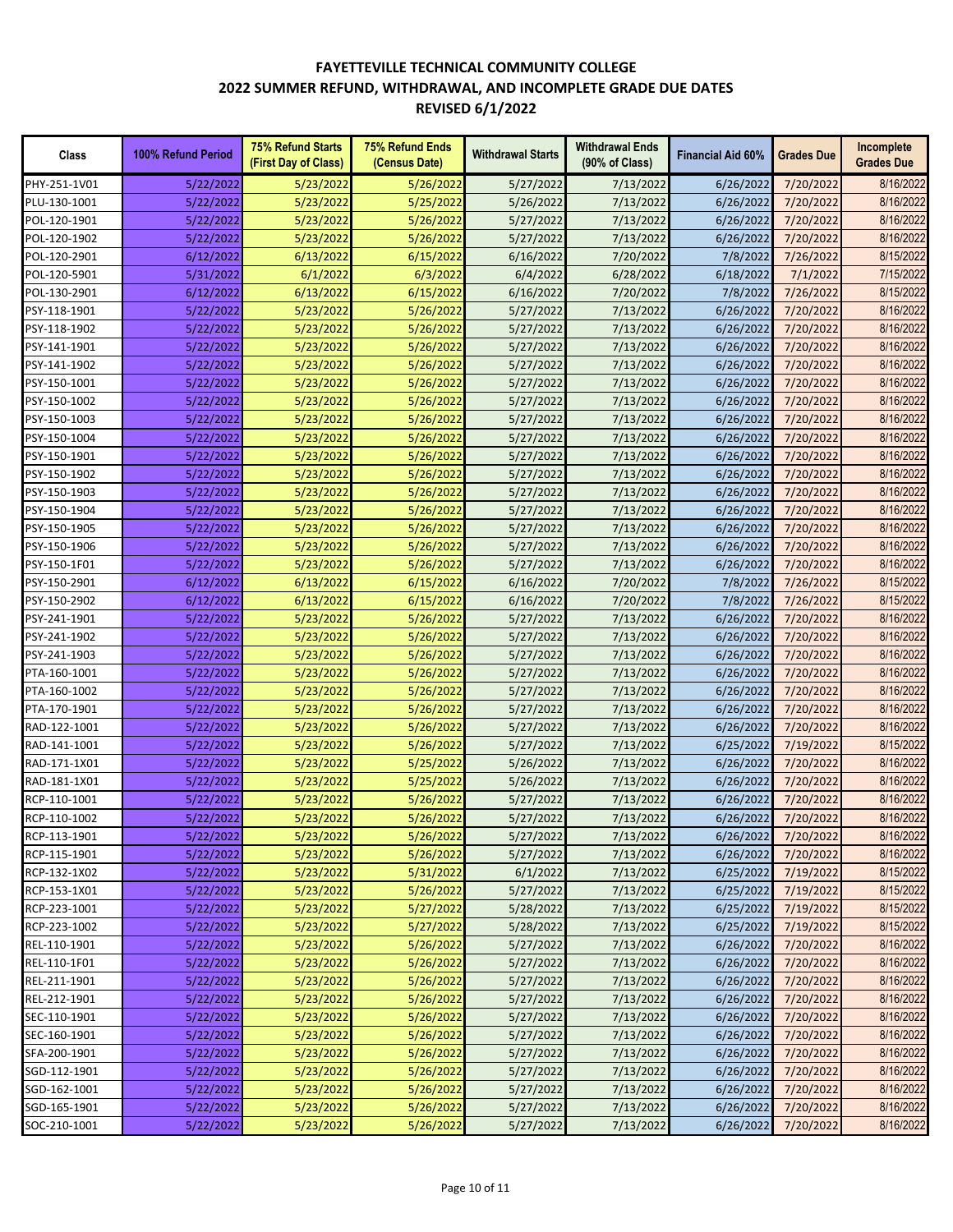# FAYETTEVILLE TECHNICAL COMMUNITY COLLEGE
## 2022 SUMMER REFUND, WITHDRAWAL, AND INCOMPLETE GRADE DUE DATES
### REVISED 6/1/2022

| Class | 100% Refund Period | 75% Refund Starts (First Day of Class) | 75% Refund Ends (Census Date) | Withdrawal Starts | Withdrawal Ends (90% of Class) | Financial Aid 60% | Grades Due | Incomplete Grades Due |
|---|---|---|---|---|---|---|---|---|
| PHY-251-1V01 | 5/22/2022 | 5/23/2022 | 5/26/2022 | 5/27/2022 | 7/13/2022 | 6/26/2022 | 7/20/2022 | 8/16/2022 |
| PLU-130-1001 | 5/22/2022 | 5/23/2022 | 5/25/2022 | 5/26/2022 | 7/13/2022 | 6/26/2022 | 7/20/2022 | 8/16/2022 |
| POL-120-1901 | 5/22/2022 | 5/23/2022 | 5/26/2022 | 5/27/2022 | 7/13/2022 | 6/26/2022 | 7/20/2022 | 8/16/2022 |
| POL-120-1902 | 5/22/2022 | 5/23/2022 | 5/26/2022 | 5/27/2022 | 7/13/2022 | 6/26/2022 | 7/20/2022 | 8/16/2022 |
| POL-120-2901 | 6/12/2022 | 6/13/2022 | 6/15/2022 | 6/16/2022 | 7/20/2022 | 7/8/2022 | 7/26/2022 | 8/15/2022 |
| POL-120-5901 | 5/31/2022 | 6/1/2022 | 6/3/2022 | 6/4/2022 | 6/28/2022 | 6/18/2022 | 7/1/2022 | 7/15/2022 |
| POL-130-2901 | 6/12/2022 | 6/13/2022 | 6/15/2022 | 6/16/2022 | 7/20/2022 | 7/8/2022 | 7/26/2022 | 8/15/2022 |
| PSY-118-1901 | 5/22/2022 | 5/23/2022 | 5/26/2022 | 5/27/2022 | 7/13/2022 | 6/26/2022 | 7/20/2022 | 8/16/2022 |
| PSY-118-1902 | 5/22/2022 | 5/23/2022 | 5/26/2022 | 5/27/2022 | 7/13/2022 | 6/26/2022 | 7/20/2022 | 8/16/2022 |
| PSY-141-1901 | 5/22/2022 | 5/23/2022 | 5/26/2022 | 5/27/2022 | 7/13/2022 | 6/26/2022 | 7/20/2022 | 8/16/2022 |
| PSY-141-1902 | 5/22/2022 | 5/23/2022 | 5/26/2022 | 5/27/2022 | 7/13/2022 | 6/26/2022 | 7/20/2022 | 8/16/2022 |
| PSY-150-1001 | 5/22/2022 | 5/23/2022 | 5/26/2022 | 5/27/2022 | 7/13/2022 | 6/26/2022 | 7/20/2022 | 8/16/2022 |
| PSY-150-1002 | 5/22/2022 | 5/23/2022 | 5/26/2022 | 5/27/2022 | 7/13/2022 | 6/26/2022 | 7/20/2022 | 8/16/2022 |
| PSY-150-1003 | 5/22/2022 | 5/23/2022 | 5/26/2022 | 5/27/2022 | 7/13/2022 | 6/26/2022 | 7/20/2022 | 8/16/2022 |
| PSY-150-1004 | 5/22/2022 | 5/23/2022 | 5/26/2022 | 5/27/2022 | 7/13/2022 | 6/26/2022 | 7/20/2022 | 8/16/2022 |
| PSY-150-1901 | 5/22/2022 | 5/23/2022 | 5/26/2022 | 5/27/2022 | 7/13/2022 | 6/26/2022 | 7/20/2022 | 8/16/2022 |
| PSY-150-1902 | 5/22/2022 | 5/23/2022 | 5/26/2022 | 5/27/2022 | 7/13/2022 | 6/26/2022 | 7/20/2022 | 8/16/2022 |
| PSY-150-1903 | 5/22/2022 | 5/23/2022 | 5/26/2022 | 5/27/2022 | 7/13/2022 | 6/26/2022 | 7/20/2022 | 8/16/2022 |
| PSY-150-1904 | 5/22/2022 | 5/23/2022 | 5/26/2022 | 5/27/2022 | 7/13/2022 | 6/26/2022 | 7/20/2022 | 8/16/2022 |
| PSY-150-1905 | 5/22/2022 | 5/23/2022 | 5/26/2022 | 5/27/2022 | 7/13/2022 | 6/26/2022 | 7/20/2022 | 8/16/2022 |
| PSY-150-1906 | 5/22/2022 | 5/23/2022 | 5/26/2022 | 5/27/2022 | 7/13/2022 | 6/26/2022 | 7/20/2022 | 8/16/2022 |
| PSY-150-1F01 | 5/22/2022 | 5/23/2022 | 5/26/2022 | 5/27/2022 | 7/13/2022 | 6/26/2022 | 7/20/2022 | 8/16/2022 |
| PSY-150-2901 | 6/12/2022 | 6/13/2022 | 6/15/2022 | 6/16/2022 | 7/20/2022 | 7/8/2022 | 7/26/2022 | 8/15/2022 |
| PSY-150-2902 | 6/12/2022 | 6/13/2022 | 6/15/2022 | 6/16/2022 | 7/20/2022 | 7/8/2022 | 7/26/2022 | 8/15/2022 |
| PSY-241-1901 | 5/22/2022 | 5/23/2022 | 5/26/2022 | 5/27/2022 | 7/13/2022 | 6/26/2022 | 7/20/2022 | 8/16/2022 |
| PSY-241-1902 | 5/22/2022 | 5/23/2022 | 5/26/2022 | 5/27/2022 | 7/13/2022 | 6/26/2022 | 7/20/2022 | 8/16/2022 |
| PSY-241-1903 | 5/22/2022 | 5/23/2022 | 5/26/2022 | 5/27/2022 | 7/13/2022 | 6/26/2022 | 7/20/2022 | 8/16/2022 |
| PTA-160-1001 | 5/22/2022 | 5/23/2022 | 5/26/2022 | 5/27/2022 | 7/13/2022 | 6/26/2022 | 7/20/2022 | 8/16/2022 |
| PTA-160-1002 | 5/22/2022 | 5/23/2022 | 5/26/2022 | 5/27/2022 | 7/13/2022 | 6/26/2022 | 7/20/2022 | 8/16/2022 |
| PTA-170-1901 | 5/22/2022 | 5/23/2022 | 5/26/2022 | 5/27/2022 | 7/13/2022 | 6/26/2022 | 7/20/2022 | 8/16/2022 |
| RAD-122-1001 | 5/22/2022 | 5/23/2022 | 5/26/2022 | 5/27/2022 | 7/13/2022 | 6/26/2022 | 7/20/2022 | 8/16/2022 |
| RAD-141-1001 | 5/22/2022 | 5/23/2022 | 5/26/2022 | 5/27/2022 | 7/13/2022 | 6/25/2022 | 7/19/2022 | 8/15/2022 |
| RAD-171-1X01 | 5/22/2022 | 5/23/2022 | 5/25/2022 | 5/26/2022 | 7/13/2022 | 6/26/2022 | 7/20/2022 | 8/16/2022 |
| RAD-181-1X01 | 5/22/2022 | 5/23/2022 | 5/25/2022 | 5/26/2022 | 7/13/2022 | 6/26/2022 | 7/20/2022 | 8/16/2022 |
| RCP-110-1001 | 5/22/2022 | 5/23/2022 | 5/26/2022 | 5/27/2022 | 7/13/2022 | 6/26/2022 | 7/20/2022 | 8/16/2022 |
| RCP-110-1002 | 5/22/2022 | 5/23/2022 | 5/26/2022 | 5/27/2022 | 7/13/2022 | 6/26/2022 | 7/20/2022 | 8/16/2022 |
| RCP-113-1901 | 5/22/2022 | 5/23/2022 | 5/26/2022 | 5/27/2022 | 7/13/2022 | 6/26/2022 | 7/20/2022 | 8/16/2022 |
| RCP-115-1901 | 5/22/2022 | 5/23/2022 | 5/26/2022 | 5/27/2022 | 7/13/2022 | 6/26/2022 | 7/20/2022 | 8/16/2022 |
| RCP-132-1X02 | 5/22/2022 | 5/23/2022 | 5/31/2022 | 6/1/2022 | 7/13/2022 | 6/25/2022 | 7/19/2022 | 8/15/2022 |
| RCP-153-1X01 | 5/22/2022 | 5/23/2022 | 5/26/2022 | 5/27/2022 | 7/13/2022 | 6/25/2022 | 7/19/2022 | 8/15/2022 |
| RCP-223-1001 | 5/22/2022 | 5/23/2022 | 5/27/2022 | 5/28/2022 | 7/13/2022 | 6/25/2022 | 7/19/2022 | 8/15/2022 |
| RCP-223-1002 | 5/22/2022 | 5/23/2022 | 5/27/2022 | 5/28/2022 | 7/13/2022 | 6/25/2022 | 7/19/2022 | 8/15/2022 |
| REL-110-1901 | 5/22/2022 | 5/23/2022 | 5/26/2022 | 5/27/2022 | 7/13/2022 | 6/26/2022 | 7/20/2022 | 8/16/2022 |
| REL-110-1F01 | 5/22/2022 | 5/23/2022 | 5/26/2022 | 5/27/2022 | 7/13/2022 | 6/26/2022 | 7/20/2022 | 8/16/2022 |
| REL-211-1901 | 5/22/2022 | 5/23/2022 | 5/26/2022 | 5/27/2022 | 7/13/2022 | 6/26/2022 | 7/20/2022 | 8/16/2022 |
| REL-212-1901 | 5/22/2022 | 5/23/2022 | 5/26/2022 | 5/27/2022 | 7/13/2022 | 6/26/2022 | 7/20/2022 | 8/16/2022 |
| SEC-110-1901 | 5/22/2022 | 5/23/2022 | 5/26/2022 | 5/27/2022 | 7/13/2022 | 6/26/2022 | 7/20/2022 | 8/16/2022 |
| SEC-160-1901 | 5/22/2022 | 5/23/2022 | 5/26/2022 | 5/27/2022 | 7/13/2022 | 6/26/2022 | 7/20/2022 | 8/16/2022 |
| SFA-200-1901 | 5/22/2022 | 5/23/2022 | 5/26/2022 | 5/27/2022 | 7/13/2022 | 6/26/2022 | 7/20/2022 | 8/16/2022 |
| SGD-112-1901 | 5/22/2022 | 5/23/2022 | 5/26/2022 | 5/27/2022 | 7/13/2022 | 6/26/2022 | 7/20/2022 | 8/16/2022 |
| SGD-162-1001 | 5/22/2022 | 5/23/2022 | 5/26/2022 | 5/27/2022 | 7/13/2022 | 6/26/2022 | 7/20/2022 | 8/16/2022 |
| SGD-165-1901 | 5/22/2022 | 5/23/2022 | 5/26/2022 | 5/27/2022 | 7/13/2022 | 6/26/2022 | 7/20/2022 | 8/16/2022 |
| SOC-210-1001 | 5/22/2022 | 5/23/2022 | 5/26/2022 | 5/27/2022 | 7/13/2022 | 6/26/2022 | 7/20/2022 | 8/16/2022 |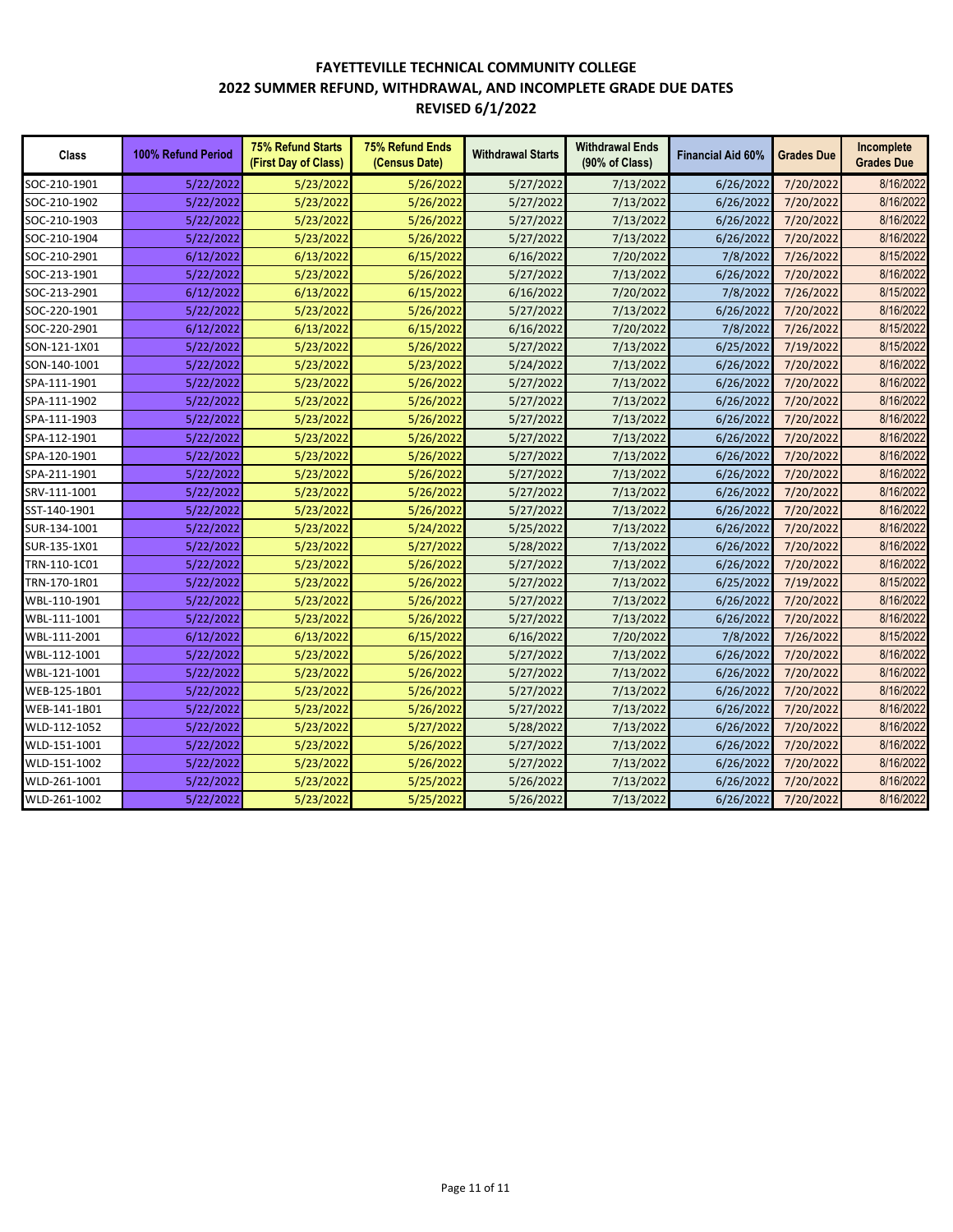# FAYETTEVILLE TECHNICAL COMMUNITY COLLEGE

## 2022 SUMMER REFUND, WITHDRAWAL, AND INCOMPLETE GRADE DUE DATES

### REVISED 6/1/2022

| Class | 100% Refund Period | 75% Refund Starts (First Day of Class) | 75% Refund Ends (Census Date) | Withdrawal Starts | Withdrawal Ends (90% of Class) | Financial Aid 60% | Grades Due | Incomplete Grades Due |
|---|---|---|---|---|---|---|---|---|
| SOC-210-1901 | 5/22/2022 | 5/23/2022 | 5/26/2022 | 5/27/2022 | 7/13/2022 | 6/26/2022 | 7/20/2022 | 8/16/2022 |
| SOC-210-1902 | 5/22/2022 | 5/23/2022 | 5/26/2022 | 5/27/2022 | 7/13/2022 | 6/26/2022 | 7/20/2022 | 8/16/2022 |
| SOC-210-1903 | 5/22/2022 | 5/23/2022 | 5/26/2022 | 5/27/2022 | 7/13/2022 | 6/26/2022 | 7/20/2022 | 8/16/2022 |
| SOC-210-1904 | 5/22/2022 | 5/23/2022 | 5/26/2022 | 5/27/2022 | 7/13/2022 | 6/26/2022 | 7/20/2022 | 8/16/2022 |
| SOC-210-2901 | 6/12/2022 | 6/13/2022 | 6/15/2022 | 6/16/2022 | 7/20/2022 | 7/8/2022 | 7/26/2022 | 8/15/2022 |
| SOC-213-1901 | 5/22/2022 | 5/23/2022 | 5/26/2022 | 5/27/2022 | 7/13/2022 | 6/26/2022 | 7/20/2022 | 8/16/2022 |
| SOC-213-2901 | 6/12/2022 | 6/13/2022 | 6/15/2022 | 6/16/2022 | 7/20/2022 | 7/8/2022 | 7/26/2022 | 8/15/2022 |
| SOC-220-1901 | 5/22/2022 | 5/23/2022 | 5/26/2022 | 5/27/2022 | 7/13/2022 | 6/26/2022 | 7/20/2022 | 8/16/2022 |
| SOC-220-2901 | 6/12/2022 | 6/13/2022 | 6/15/2022 | 6/16/2022 | 7/20/2022 | 7/8/2022 | 7/26/2022 | 8/15/2022 |
| SON-121-1X01 | 5/22/2022 | 5/23/2022 | 5/26/2022 | 5/27/2022 | 7/13/2022 | 6/25/2022 | 7/19/2022 | 8/15/2022 |
| SON-140-1001 | 5/22/2022 | 5/23/2022 | 5/23/2022 | 5/24/2022 | 7/13/2022 | 6/26/2022 | 7/20/2022 | 8/16/2022 |
| SPA-111-1901 | 5/22/2022 | 5/23/2022 | 5/26/2022 | 5/27/2022 | 7/13/2022 | 6/26/2022 | 7/20/2022 | 8/16/2022 |
| SPA-111-1902 | 5/22/2022 | 5/23/2022 | 5/26/2022 | 5/27/2022 | 7/13/2022 | 6/26/2022 | 7/20/2022 | 8/16/2022 |
| SPA-111-1903 | 5/22/2022 | 5/23/2022 | 5/26/2022 | 5/27/2022 | 7/13/2022 | 6/26/2022 | 7/20/2022 | 8/16/2022 |
| SPA-112-1901 | 5/22/2022 | 5/23/2022 | 5/26/2022 | 5/27/2022 | 7/13/2022 | 6/26/2022 | 7/20/2022 | 8/16/2022 |
| SPA-120-1901 | 5/22/2022 | 5/23/2022 | 5/26/2022 | 5/27/2022 | 7/13/2022 | 6/26/2022 | 7/20/2022 | 8/16/2022 |
| SPA-211-1901 | 5/22/2022 | 5/23/2022 | 5/26/2022 | 5/27/2022 | 7/13/2022 | 6/26/2022 | 7/20/2022 | 8/16/2022 |
| SRV-111-1001 | 5/22/2022 | 5/23/2022 | 5/26/2022 | 5/27/2022 | 7/13/2022 | 6/26/2022 | 7/20/2022 | 8/16/2022 |
| SST-140-1901 | 5/22/2022 | 5/23/2022 | 5/26/2022 | 5/27/2022 | 7/13/2022 | 6/26/2022 | 7/20/2022 | 8/16/2022 |
| SUR-134-1001 | 5/22/2022 | 5/23/2022 | 5/24/2022 | 5/25/2022 | 7/13/2022 | 6/26/2022 | 7/20/2022 | 8/16/2022 |
| SUR-135-1X01 | 5/22/2022 | 5/23/2022 | 5/27/2022 | 5/28/2022 | 7/13/2022 | 6/26/2022 | 7/20/2022 | 8/16/2022 |
| TRN-110-1C01 | 5/22/2022 | 5/23/2022 | 5/26/2022 | 5/27/2022 | 7/13/2022 | 6/26/2022 | 7/20/2022 | 8/16/2022 |
| TRN-170-1R01 | 5/22/2022 | 5/23/2022 | 5/26/2022 | 5/27/2022 | 7/13/2022 | 6/25/2022 | 7/19/2022 | 8/15/2022 |
| WBL-110-1901 | 5/22/2022 | 5/23/2022 | 5/26/2022 | 5/27/2022 | 7/13/2022 | 6/26/2022 | 7/20/2022 | 8/16/2022 |
| WBL-111-1001 | 5/22/2022 | 5/23/2022 | 5/26/2022 | 5/27/2022 | 7/13/2022 | 6/26/2022 | 7/20/2022 | 8/16/2022 |
| WBL-111-2001 | 6/12/2022 | 6/13/2022 | 6/15/2022 | 6/16/2022 | 7/20/2022 | 7/8/2022 | 7/26/2022 | 8/15/2022 |
| WBL-112-1001 | 5/22/2022 | 5/23/2022 | 5/26/2022 | 5/27/2022 | 7/13/2022 | 6/26/2022 | 7/20/2022 | 8/16/2022 |
| WBL-121-1001 | 5/22/2022 | 5/23/2022 | 5/26/2022 | 5/27/2022 | 7/13/2022 | 6/26/2022 | 7/20/2022 | 8/16/2022 |
| WEB-125-1B01 | 5/22/2022 | 5/23/2022 | 5/26/2022 | 5/27/2022 | 7/13/2022 | 6/26/2022 | 7/20/2022 | 8/16/2022 |
| WEB-141-1B01 | 5/22/2022 | 5/23/2022 | 5/26/2022 | 5/27/2022 | 7/13/2022 | 6/26/2022 | 7/20/2022 | 8/16/2022 |
| WLD-112-1052 | 5/22/2022 | 5/23/2022 | 5/27/2022 | 5/28/2022 | 7/13/2022 | 6/26/2022 | 7/20/2022 | 8/16/2022 |
| WLD-151-1001 | 5/22/2022 | 5/23/2022 | 5/26/2022 | 5/27/2022 | 7/13/2022 | 6/26/2022 | 7/20/2022 | 8/16/2022 |
| WLD-151-1002 | 5/22/2022 | 5/23/2022 | 5/26/2022 | 5/27/2022 | 7/13/2022 | 6/26/2022 | 7/20/2022 | 8/16/2022 |
| WLD-261-1001 | 5/22/2022 | 5/23/2022 | 5/25/2022 | 5/26/2022 | 7/13/2022 | 6/26/2022 | 7/20/2022 | 8/16/2022 |
| WLD-261-1002 | 5/22/2022 | 5/23/2022 | 5/25/2022 | 5/26/2022 | 7/13/2022 | 6/26/2022 | 7/20/2022 | 8/16/2022 |